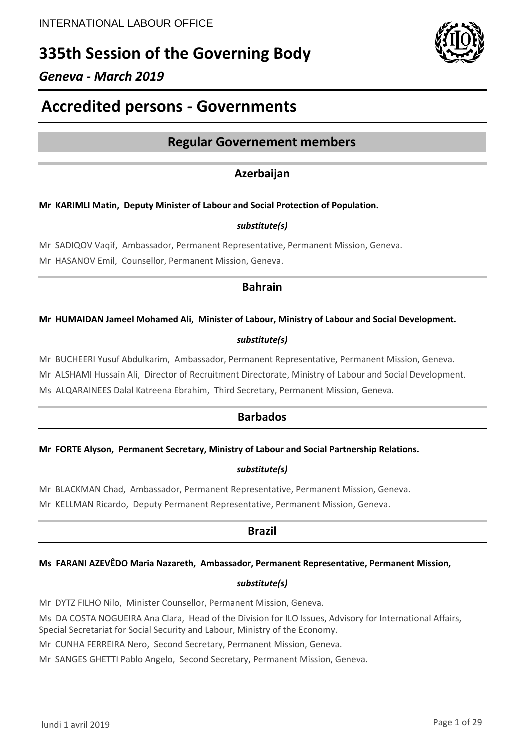INTERNATIONAL LABOUR OFFICE

# 335th Session of the Governing Body

*Geneva - March 2019*

# Accredited persons - Governments

## Regular Governement members

### Azerbaijan

**Mr KARIMLI Matin, Deputy Minister of Labour and Social Protection of Population.**

***substitute(s)***

Mr SADIQOV Vaqif, Ambassador, Permanent Representative, Permanent Mission, Geneva.

Mr HASANOV Emil, Counsellor, Permanent Mission, Geneva.

### Bahrain

**Mr HUMAIDAN Jameel Mohamed Ali, Minister of Labour, Ministry of Labour and Social Development.**

***substitute(s)***

Mr BUCHEERI Yusuf Abdulkarim, Ambassador, Permanent Representative, Permanent Mission, Geneva.

Mr ALSHAMI Hussain Ali, Director of Recruitment Directorate, Ministry of Labour and Social Development.

Ms ALQARAINEES Dalal Katreena Ebrahim, Third Secretary, Permanent Mission, Geneva.

### Barbados

**Mr FORTE Alyson, Permanent Secretary, Ministry of Labour and Social Partnership Relations.**

***substitute(s)***

Mr BLACKMAN Chad, Ambassador, Permanent Representative, Permanent Mission, Geneva.

Mr KELLMAN Ricardo, Deputy Permanent Representative, Permanent Mission, Geneva.

### Brazil

**Ms FARANI AZEVÊDO Maria Nazareth, Ambassador, Permanent Representative, Permanent Mission,**

***substitute(s)***

Mr DYTZ FILHO Nilo, Minister Counsellor, Permanent Mission, Geneva.

Ms DA COSTA NOGUEIRA Ana Clara, Head of the Division for ILO Issues, Advisory for International Affairs, Special Secretariat for Social Security and Labour, Ministry of the Economy.

Mr CUNHA FERREIRA Nero, Second Secretary, Permanent Mission, Geneva.

Mr SANGES GHETTI Pablo Angelo, Second Secretary, Permanent Mission, Geneva.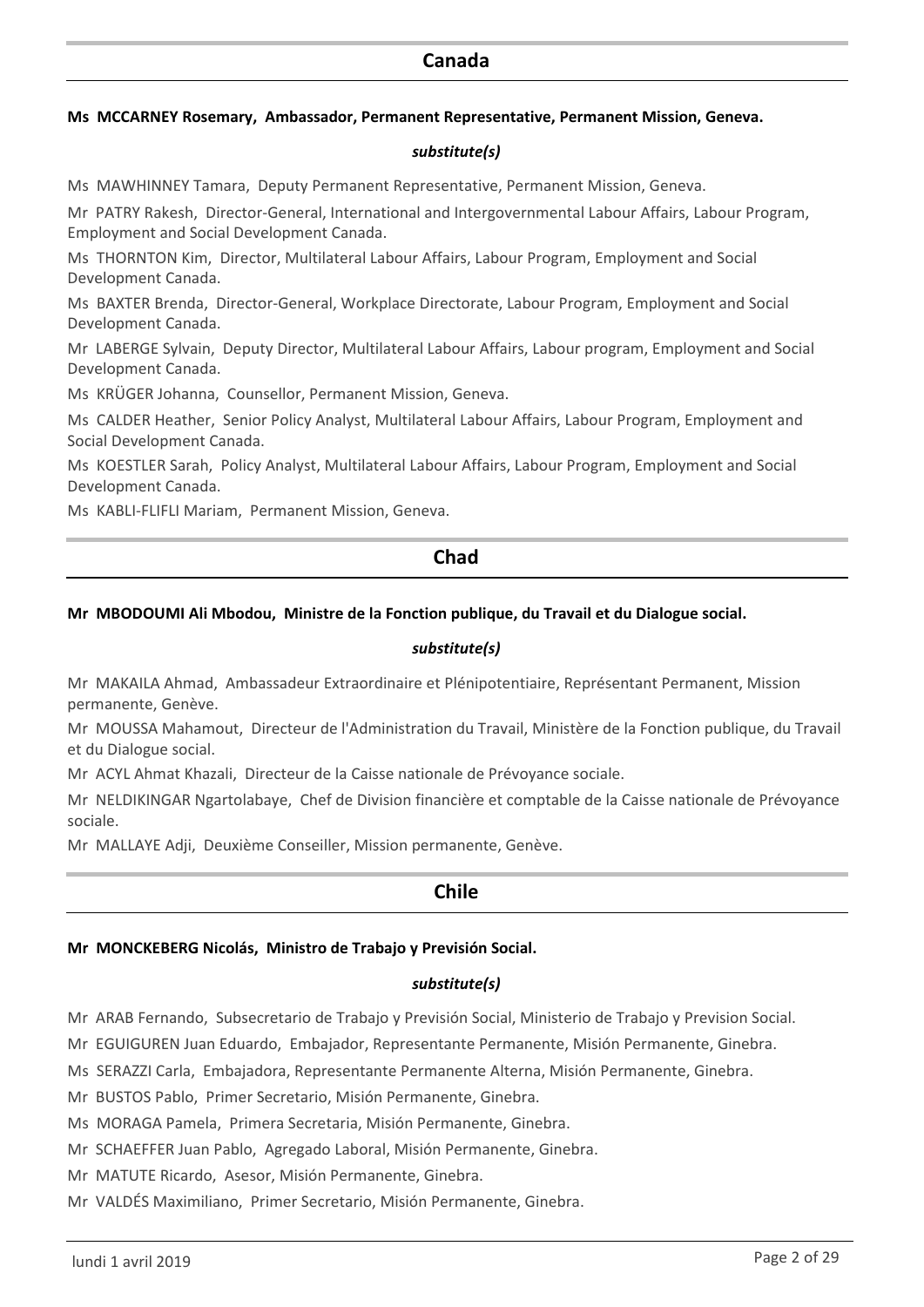## Canada

**Ms MCCARNEY Rosemary, Ambassador, Permanent Representative, Permanent Mission, Geneva.**

***substitute(s)***

Ms MAWHINNEY Tamara, Deputy Permanent Representative, Permanent Mission, Geneva.

Mr PATRY Rakesh, Director-General, International and Intergovernmental Labour Affairs, Labour Program, Employment and Social Development Canada.

Ms THORNTON Kim, Director, Multilateral Labour Affairs, Labour Program, Employment and Social Development Canada.

Ms BAXTER Brenda, Director-General, Workplace Directorate, Labour Program, Employment and Social Development Canada.

Mr LABERGE Sylvain, Deputy Director, Multilateral Labour Affairs, Labour program, Employment and Social Development Canada.

Ms KRÜGER Johanna, Counsellor, Permanent Mission, Geneva.

Ms CALDER Heather, Senior Policy Analyst, Multilateral Labour Affairs, Labour Program, Employment and Social Development Canada.

Ms KOESTLER Sarah, Policy Analyst, Multilateral Labour Affairs, Labour Program, Employment and Social Development Canada.

Ms KABLI-FLIFLI Mariam, Permanent Mission, Geneva.

## Chad

**Mr MBODOUMI Ali Mbodou, Ministre de la Fonction publique, du Travail et du Dialogue social.**

***substitute(s)***

Mr MAKAILA Ahmad, Ambassadeur Extraordinaire et Plénipotentiaire, Représentant Permanent, Mission permanente, Genève.

Mr MOUSSA Mahamout, Directeur de l'Administration du Travail, Ministère de la Fonction publique, du Travail et du Dialogue social.

Mr ACYL Ahmat Khazali, Directeur de la Caisse nationale de Prévoyance sociale.

Mr NELDIKINGAR Ngartolabaye, Chef de Division financière et comptable de la Caisse nationale de Prévoyance sociale.

Mr MALLAYE Adji, Deuxième Conseiller, Mission permanente, Genève.

## Chile

**Mr MONCKEBERG Nicolás, Ministro de Trabajo y Previsión Social.**

***substitute(s)***

Mr ARAB Fernando, Subsecretario de Trabajo y Previsión Social, Ministerio de Trabajo y Prevision Social.

Mr EGUIGUREN Juan Eduardo, Embajador, Representante Permanente, Misión Permanente, Ginebra.

Ms SERAZZI Carla, Embajadora, Representante Permanente Alterna, Misión Permanente, Ginebra.

Mr BUSTOS Pablo, Primer Secretario, Misión Permanente, Ginebra.

Ms MORAGA Pamela, Primera Secretaria, Misión Permanente, Ginebra.

Mr SCHAEFFER Juan Pablo, Agregado Laboral, Misión Permanente, Ginebra.

Mr MATUTE Ricardo, Asesor, Misión Permanente, Ginebra.

Mr VALDÉS Maximiliano, Primer Secretario, Misión Permanente, Ginebra.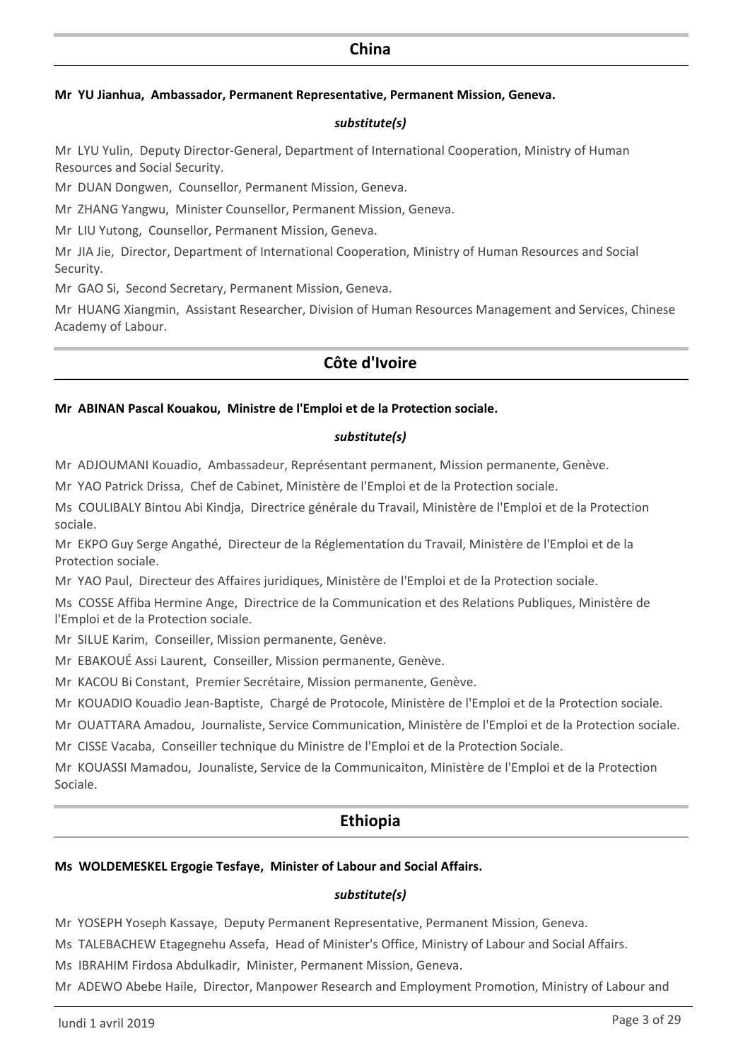## China

**Mr YU Jianhua, Ambassador, Permanent Representative, Permanent Mission, Geneva.**

***substitute(s)***

Mr LYU Yulin, Deputy Director-General, Department of International Cooperation, Ministry of Human Resources and Social Security.

Mr DUAN Dongwen, Counsellor, Permanent Mission, Geneva.

Mr ZHANG Yangwu, Minister Counsellor, Permanent Mission, Geneva.

Mr LIU Yutong, Counsellor, Permanent Mission, Geneva.

Mr JIA Jie, Director, Department of International Cooperation, Ministry of Human Resources and Social Security.

Mr GAO Si, Second Secretary, Permanent Mission, Geneva.

Mr HUANG Xiangmin, Assistant Researcher, Division of Human Resources Management and Services, Chinese Academy of Labour.

## Côte d'Ivoire

**Mr ABINAN Pascal Kouakou, Ministre de l'Emploi et de la Protection sociale.**

***substitute(s)***

Mr ADJOUMANI Kouadio, Ambassadeur, Représentant permanent, Mission permanente, Genève.

Mr YAO Patrick Drissa, Chef de Cabinet, Ministère de l'Emploi et de la Protection sociale.

Ms COULIBALY Bintou Abi Kindja, Directrice générale du Travail, Ministère de l'Emploi et de la Protection sociale.

Mr EKPO Guy Serge Angathé, Directeur de la Réglementation du Travail, Ministère de l'Emploi et de la Protection sociale.

Mr YAO Paul, Directeur des Affaires juridiques, Ministère de l'Emploi et de la Protection sociale.

Ms COSSE Affiba Hermine Ange, Directrice de la Communication et des Relations Publiques, Ministère de l'Emploi et de la Protection sociale.

Mr SILUE Karim, Conseiller, Mission permanente, Genève.

Mr EBAKOUÉ Assi Laurent, Conseiller, Mission permanente, Genève.

Mr KACOU Bi Constant, Premier Secrétaire, Mission permanente, Genève.

Mr KOUADIO Kouadio Jean-Baptiste, Chargé de Protocole, Ministère de l'Emploi et de la Protection sociale.

Mr OUATTARA Amadou, Journaliste, Service Communication, Ministère de l'Emploi et de la Protection sociale.

Mr CISSE Vacaba, Conseiller technique du Ministre de l'Emploi et de la Protection Sociale.

Mr KOUASSI Mamadou, Jounaliste, Service de la Communicaiton, Ministère de l'Emploi et de la Protection Sociale.

## Ethiopia

**Ms WOLDEMESKEL Ergogie Tesfaye, Minister of Labour and Social Affairs.**

***substitute(s)***

Mr YOSEPH Yoseph Kassaye, Deputy Permanent Representative, Permanent Mission, Geneva.

Ms TALEBACHEW Etagegnehu Assefa, Head of Minister's Office, Ministry of Labour and Social Affairs.

Ms IBRAHIM Firdosa Abdulkadir, Minister, Permanent Mission, Geneva.

Mr ADEWO Abebe Haile, Director, Manpower Research and Employment Promotion, Ministry of Labour and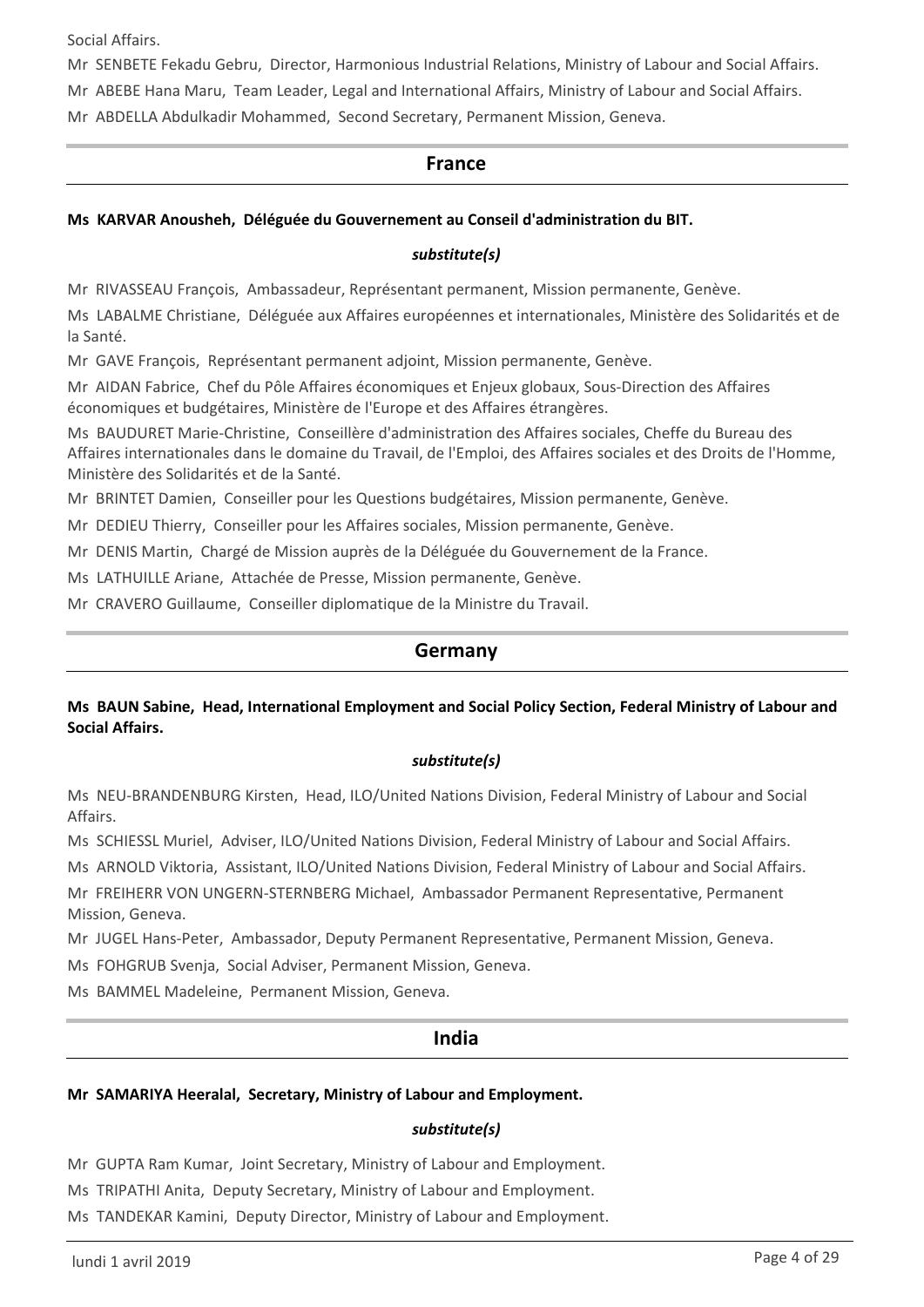Social Affairs.

Mr SENBETE Fekadu Gebru, Director, Harmonious Industrial Relations, Ministry of Labour and Social Affairs.

Mr ABEBE Hana Maru, Team Leader, Legal and International Affairs, Ministry of Labour and Social Affairs.

Mr ABDELLA Abdulkadir Mohammed, Second Secretary, Permanent Mission, Geneva.

## France

**Ms KARVAR Anousheh, Déléguée du Gouvernement au Conseil d'administration du BIT.**

***substitute(s)***

Mr RIVASSEAU François, Ambassadeur, Représentant permanent, Mission permanente, Genève.

Ms LABALME Christiane, Déléguée aux Affaires européennes et internationales, Ministère des Solidarités et de la Santé.

Mr GAVE François, Représentant permanent adjoint, Mission permanente, Genève.

Mr AIDAN Fabrice, Chef du Pôle Affaires économiques et Enjeux globaux, Sous-Direction des Affaires économiques et budgétaires, Ministère de l'Europe et des Affaires étrangères.

Ms BAUDURET Marie-Christine, Conseillère d'administration des Affaires sociales, Cheffe du Bureau des Affaires internationales dans le domaine du Travail, de l'Emploi, des Affaires sociales et des Droits de l'Homme, Ministère des Solidarités et de la Santé.

Mr BRINTET Damien, Conseiller pour les Questions budgétaires, Mission permanente, Genève.

Mr DEDIEU Thierry, Conseiller pour les Affaires sociales, Mission permanente, Genève.

Mr DENIS Martin, Chargé de Mission auprès de la Déléguée du Gouvernement de la France.

Ms LATHUILLE Ariane, Attachée de Presse, Mission permanente, Genève.

Mr CRAVERO Guillaume, Conseiller diplomatique de la Ministre du Travail.

## Germany

**Ms BAUN Sabine, Head, International Employment and Social Policy Section, Federal Ministry of Labour and Social Affairs.**

***substitute(s)***

Ms NEU-BRANDENBURG Kirsten, Head, ILO/United Nations Division, Federal Ministry of Labour and Social Affairs.

Ms SCHIESSL Muriel, Adviser, ILO/United Nations Division, Federal Ministry of Labour and Social Affairs.

Ms ARNOLD Viktoria, Assistant, ILO/United Nations Division, Federal Ministry of Labour and Social Affairs.

Mr FREIHERR VON UNGERN-STERNBERG Michael, Ambassador Permanent Representative, Permanent Mission, Geneva.

Mr JUGEL Hans-Peter, Ambassador, Deputy Permanent Representative, Permanent Mission, Geneva.

Ms FOHGRUB Svenja, Social Adviser, Permanent Mission, Geneva.

Ms BAMMEL Madeleine, Permanent Mission, Geneva.

## India

**Mr SAMARIYA Heeralal, Secretary, Ministry of Labour and Employment.**

***substitute(s)***

Mr GUPTA Ram Kumar, Joint Secretary, Ministry of Labour and Employment.

Ms TRIPATHI Anita, Deputy Secretary, Ministry of Labour and Employment.

Ms TANDEKAR Kamini, Deputy Director, Ministry of Labour and Employment.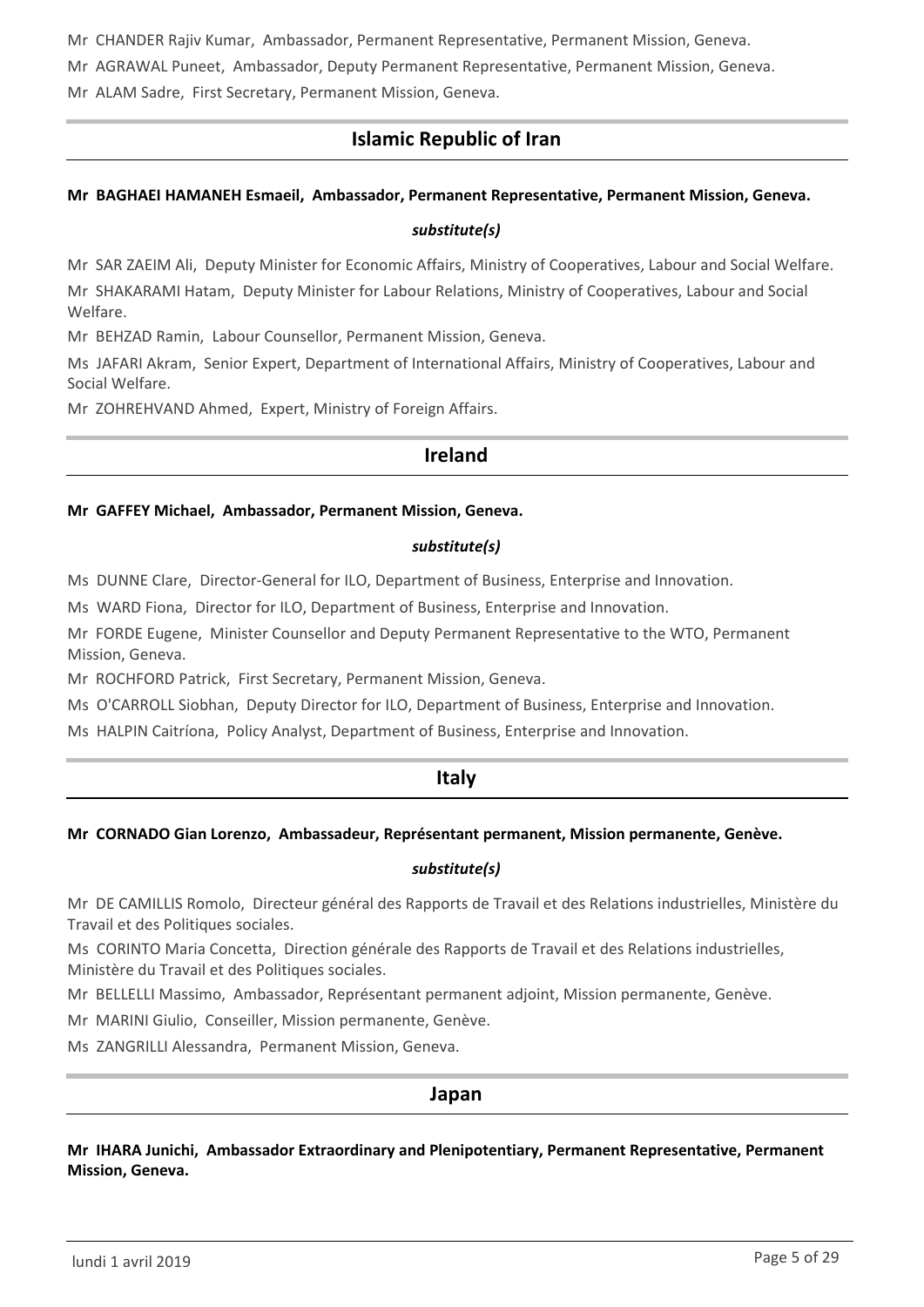Mr CHANDER Rajiv Kumar, Ambassador, Permanent Representative, Permanent Mission, Geneva.

Mr AGRAWAL Puneet, Ambassador, Deputy Permanent Representative, Permanent Mission, Geneva.

Mr ALAM Sadre, First Secretary, Permanent Mission, Geneva.

## Islamic Republic of Iran

**Mr BAGHAEI HAMANEH Esmaeil, Ambassador, Permanent Representative, Permanent Mission, Geneva.**

***substitute(s)***

Mr SAR ZAEIM Ali, Deputy Minister for Economic Affairs, Ministry of Cooperatives, Labour and Social Welfare.

Mr SHAKARAMI Hatam, Deputy Minister for Labour Relations, Ministry of Cooperatives, Labour and Social Welfare.

Mr BEHZAD Ramin, Labour Counsellor, Permanent Mission, Geneva.

Ms JAFARI Akram, Senior Expert, Department of International Affairs, Ministry of Cooperatives, Labour and Social Welfare.

Mr ZOHREHVAND Ahmed, Expert, Ministry of Foreign Affairs.

## Ireland

**Mr GAFFEY Michael, Ambassador, Permanent Mission, Geneva.**

***substitute(s)***

Ms DUNNE Clare, Director-General for ILO, Department of Business, Enterprise and Innovation.

Ms WARD Fiona, Director for ILO, Department of Business, Enterprise and Innovation.

Mr FORDE Eugene, Minister Counsellor and Deputy Permanent Representative to the WTO, Permanent Mission, Geneva.

Mr ROCHFORD Patrick, First Secretary, Permanent Mission, Geneva.

Ms O'CARROLL Siobhan, Deputy Director for ILO, Department of Business, Enterprise and Innovation.

Ms HALPIN Caitríona, Policy Analyst, Department of Business, Enterprise and Innovation.

## Italy

**Mr CORNADO Gian Lorenzo, Ambassadeur, Représentant permanent, Mission permanente, Genève.**

***substitute(s)***

Mr DE CAMILLIS Romolo, Directeur général des Rapports de Travail et des Relations industrielles, Ministère du Travail et des Politiques sociales.

Ms CORINTO Maria Concetta, Direction générale des Rapports de Travail et des Relations industrielles, Ministère du Travail et des Politiques sociales.

Mr BELLELLI Massimo, Ambassador, Représentant permanent adjoint, Mission permanente, Genève.

Mr MARINI Giulio, Conseiller, Mission permanente, Genève.

Ms ZANGRILLI Alessandra, Permanent Mission, Geneva.

## Japan

**Mr IHARA Junichi, Ambassador Extraordinary and Plenipotentiary, Permanent Representative, Permanent Mission, Geneva.**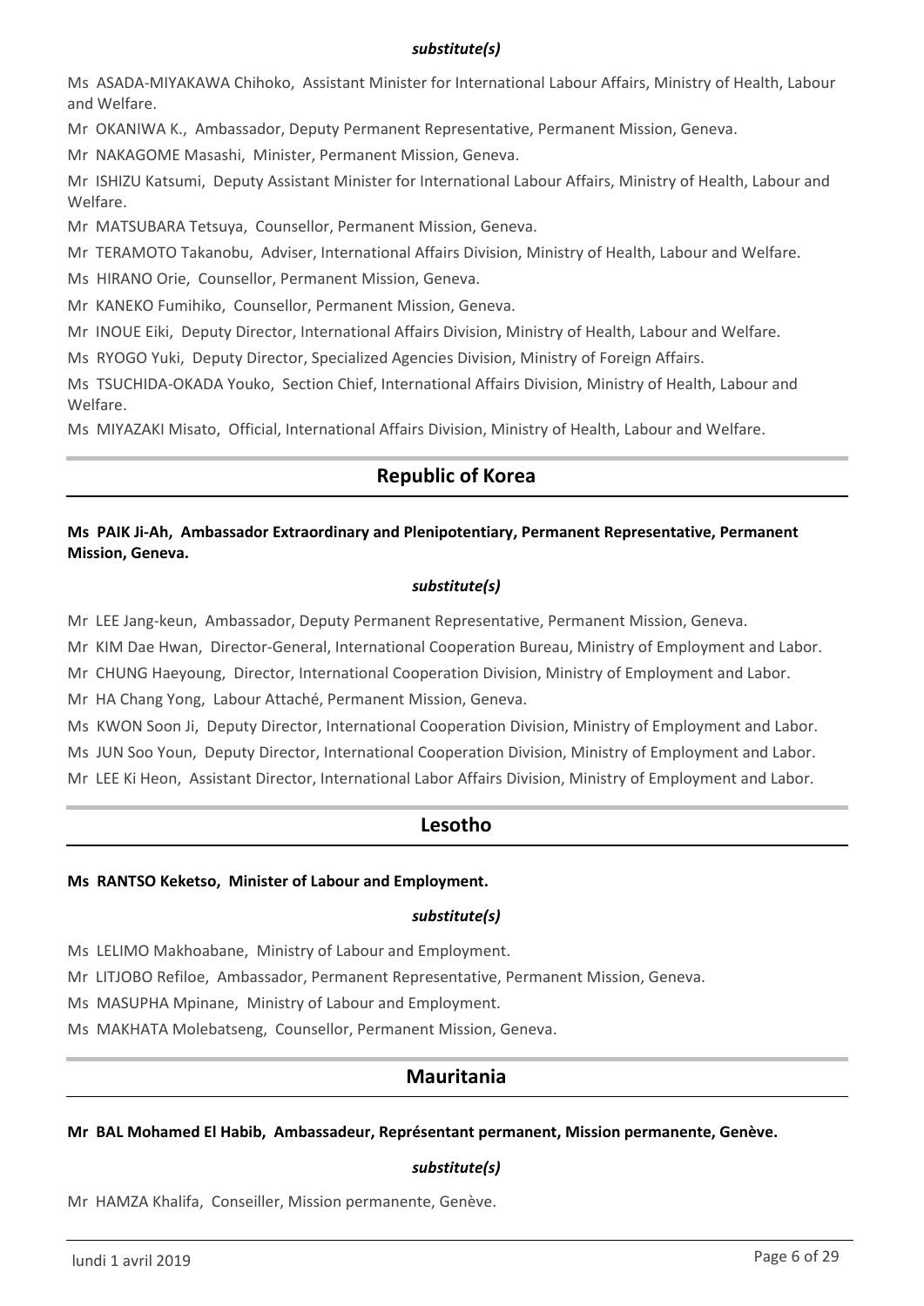***substitute(s)***

Ms ASADA-MIYAKAWA Chihoko, Assistant Minister for International Labour Affairs, Ministry of Health, Labour and Welfare.

Mr OKANIWA K., Ambassador, Deputy Permanent Representative, Permanent Mission, Geneva.

Mr NAKAGOME Masashi, Minister, Permanent Mission, Geneva.

Mr ISHIZU Katsumi, Deputy Assistant Minister for International Labour Affairs, Ministry of Health, Labour and Welfare.

Mr MATSUBARA Tetsuya, Counsellor, Permanent Mission, Geneva.

Mr TERAMOTO Takanobu, Adviser, International Affairs Division, Ministry of Health, Labour and Welfare.

Ms HIRANO Orie, Counsellor, Permanent Mission, Geneva.

Mr KANEKO Fumihiko, Counsellor, Permanent Mission, Geneva.

Mr INOUE Eiki, Deputy Director, International Affairs Division, Ministry of Health, Labour and Welfare.

Ms RYOGO Yuki, Deputy Director, Specialized Agencies Division, Ministry of Foreign Affairs.

Ms TSUCHIDA-OKADA Youko, Section Chief, International Affairs Division, Ministry of Health, Labour and Welfare.

Ms MIYAZAKI Misato, Official, International Affairs Division, Ministry of Health, Labour and Welfare.

## Republic of Korea

**Ms PAIK Ji-Ah, Ambassador Extraordinary and Plenipotentiary, Permanent Representative, Permanent Mission, Geneva.**

***substitute(s)***

Mr LEE Jang-keun, Ambassador, Deputy Permanent Representative, Permanent Mission, Geneva.

Mr KIM Dae Hwan, Director-General, International Cooperation Bureau, Ministry of Employment and Labor.

Mr CHUNG Haeyoung, Director, International Cooperation Division, Ministry of Employment and Labor.

Mr HA Chang Yong, Labour Attaché, Permanent Mission, Geneva.

Ms KWON Soon Ji, Deputy Director, International Cooperation Division, Ministry of Employment and Labor.

Ms JUN Soo Youn, Deputy Director, International Cooperation Division, Ministry of Employment and Labor.

Mr LEE Ki Heon, Assistant Director, International Labor Affairs Division, Ministry of Employment and Labor.

## Lesotho

**Ms RANTSO Keketso, Minister of Labour and Employment.**

***substitute(s)***

Ms LELIMO Makhoabane, Ministry of Labour and Employment.

Mr LITJOBO Refiloe, Ambassador, Permanent Representative, Permanent Mission, Geneva.

Ms MASUPHA Mpinane, Ministry of Labour and Employment.

Ms MAKHATA Molebatseng, Counsellor, Permanent Mission, Geneva.

## Mauritania

**Mr BAL Mohamed El Habib, Ambassadeur, Représentant permanent, Mission permanente, Genève.**

***substitute(s)***

Mr HAMZA Khalifa, Conseiller, Mission permanente, Genève.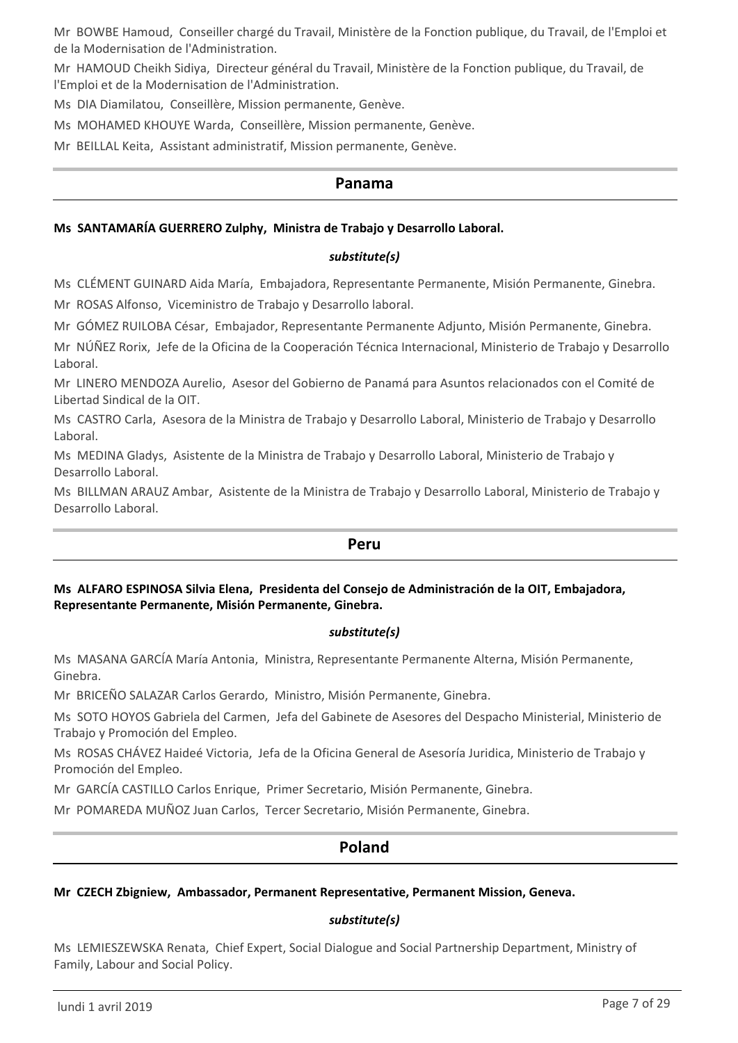Mr BOWBE Hamoud, Conseiller chargé du Travail, Ministère de la Fonction publique, du Travail, de l'Emploi et de la Modernisation de l'Administration.

Mr HAMOUD Cheikh Sidiya, Directeur général du Travail, Ministère de la Fonction publique, du Travail, de l'Emploi et de la Modernisation de l'Administration.

Ms DIA Diamilatou, Conseillère, Mission permanente, Genève.

Ms MOHAMED KHOUYE Warda, Conseillère, Mission permanente, Genève.

Mr BEILLAL Keita, Assistant administratif, Mission permanente, Genève.

## Panama

**Ms SANTAMARÍA GUERRERO Zulphy, Ministra de Trabajo y Desarrollo Laboral.**

***substitute(s)***

Ms CLÉMENT GUINARD Aida María, Embajadora, Representante Permanente, Misión Permanente, Ginebra.

Mr ROSAS Alfonso, Viceministro de Trabajo y Desarrollo laboral.

Mr GÓMEZ RUILOBA César, Embajador, Representante Permanente Adjunto, Misión Permanente, Ginebra.

Mr NÚÑEZ Rorix, Jefe de la Oficina de la Cooperación Técnica Internacional, Ministerio de Trabajo y Desarrollo Laboral.

Mr LINERO MENDOZA Aurelio, Asesor del Gobierno de Panamá para Asuntos relacionados con el Comité de Libertad Sindical de la OIT.

Ms CASTRO Carla, Asesora de la Ministra de Trabajo y Desarrollo Laboral, Ministerio de Trabajo y Desarrollo Laboral.

Ms MEDINA Gladys, Asistente de la Ministra de Trabajo y Desarrollo Laboral, Ministerio de Trabajo y Desarrollo Laboral.

Ms BILLMAN ARAUZ Ambar, Asistente de la Ministra de Trabajo y Desarrollo Laboral, Ministerio de Trabajo y Desarrollo Laboral.

## Peru

**Ms ALFARO ESPINOSA Silvia Elena, Presidenta del Consejo de Administración de la OIT, Embajadora, Representante Permanente, Misión Permanente, Ginebra.**

***substitute(s)***

Ms MASANA GARCÍA María Antonia, Ministra, Representante Permanente Alterna, Misión Permanente, Ginebra.

Mr BRICEÑO SALAZAR Carlos Gerardo, Ministro, Misión Permanente, Ginebra.

Ms SOTO HOYOS Gabriela del Carmen, Jefa del Gabinete de Asesores del Despacho Ministerial, Ministerio de Trabajo y Promoción del Empleo.

Ms ROSAS CHÁVEZ Haideé Victoria, Jefa de la Oficina General de Asesoría Juridica, Ministerio de Trabajo y Promoción del Empleo.

Mr GARCÍA CASTILLO Carlos Enrique, Primer Secretario, Misión Permanente, Ginebra.

Mr POMAREDA MUÑOZ Juan Carlos, Tercer Secretario, Misión Permanente, Ginebra.

## Poland

**Mr CZECH Zbigniew, Ambassador, Permanent Representative, Permanent Mission, Geneva.**

***substitute(s)***

Ms LEMIESZEWSKA Renata, Chief Expert, Social Dialogue and Social Partnership Department, Ministry of Family, Labour and Social Policy.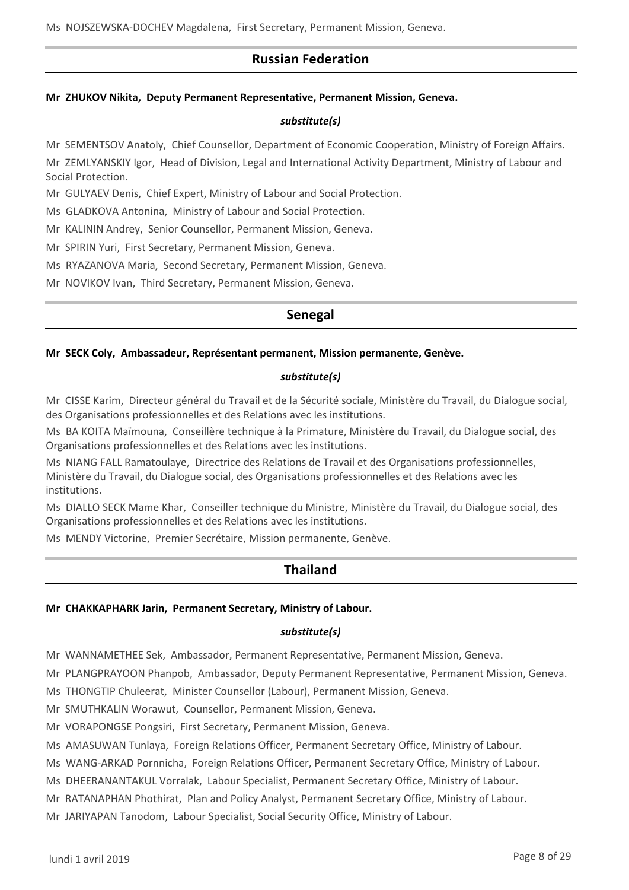Ms NOJSZEWSKA-DOCHEV Magdalena, First Secretary, Permanent Mission, Geneva.

## Russian Federation

**Mr ZHUKOV Nikita, Deputy Permanent Representative, Permanent Mission, Geneva.**

***substitute(s)***

Mr SEMENTSOV Anatoly, Chief Counsellor, Department of Economic Cooperation, Ministry of Foreign Affairs.

Mr ZEMLYANSKIY Igor, Head of Division, Legal and International Activity Department, Ministry of Labour and Social Protection.

Mr GULYAEV Denis, Chief Expert, Ministry of Labour and Social Protection.

Ms GLADKOVA Antonina, Ministry of Labour and Social Protection.

Mr KALININ Andrey, Senior Counsellor, Permanent Mission, Geneva.

Mr SPIRIN Yuri, First Secretary, Permanent Mission, Geneva.

Ms RYAZANOVA Maria, Second Secretary, Permanent Mission, Geneva.

Mr NOVIKOV Ivan, Third Secretary, Permanent Mission, Geneva.

## Senegal

**Mr SECK Coly, Ambassadeur, Représentant permanent, Mission permanente, Genève.**

***substitute(s)***

Mr CISSE Karim, Directeur général du Travail et de la Sécurité sociale, Ministère du Travail, du Dialogue social, des Organisations professionnelles et des Relations avec les institutions.

Ms BA KOITA Maïmouna, Conseillère technique à la Primature, Ministère du Travail, du Dialogue social, des Organisations professionnelles et des Relations avec les institutions.

Ms NIANG FALL Ramatoulaye, Directrice des Relations de Travail et des Organisations professionnelles, Ministère du Travail, du Dialogue social, des Organisations professionnelles et des Relations avec les institutions.

Ms DIALLO SECK Mame Khar, Conseiller technique du Ministre, Ministère du Travail, du Dialogue social, des Organisations professionnelles et des Relations avec les institutions.

Ms MENDY Victorine, Premier Secrétaire, Mission permanente, Genève.

## Thailand

**Mr CHAKKAPHARK Jarin, Permanent Secretary, Ministry of Labour.**

***substitute(s)***

Mr WANNAMETHEE Sek, Ambassador, Permanent Representative, Permanent Mission, Geneva.

Mr PLANGPRAYOON Phanpob, Ambassador, Deputy Permanent Representative, Permanent Mission, Geneva.

Ms THONGTIP Chuleerat, Minister Counsellor (Labour), Permanent Mission, Geneva.

Mr SMUTHKALIN Worawut, Counsellor, Permanent Mission, Geneva.

Mr VORAPONGSE Pongsiri, First Secretary, Permanent Mission, Geneva.

Ms AMASUWAN Tunlaya, Foreign Relations Officer, Permanent Secretary Office, Ministry of Labour.

Ms WANG-ARKAD Pornnicha, Foreign Relations Officer, Permanent Secretary Office, Ministry of Labour.

Ms DHEERANANTAKUL Vorralak, Labour Specialist, Permanent Secretary Office, Ministry of Labour.

Mr RATANAPHAN Phothirat, Plan and Policy Analyst, Permanent Secretary Office, Ministry of Labour.

Mr JARIYAPAN Tanodom, Labour Specialist, Social Security Office, Ministry of Labour.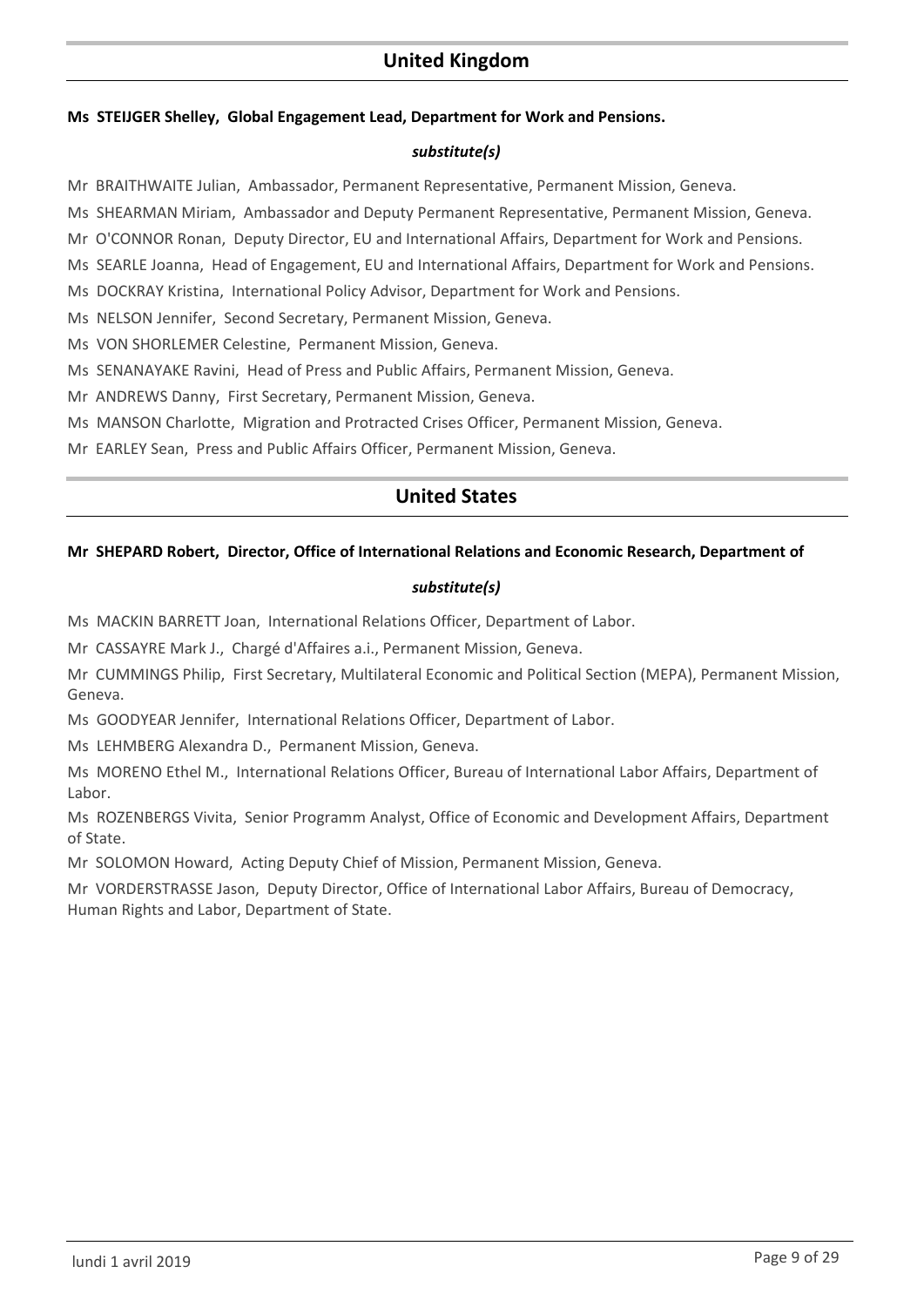## United Kingdom

**Ms STEIJGER Shelley, Global Engagement Lead, Department for Work and Pensions.**

***substitute(s)***

Mr BRAITHWAITE Julian, Ambassador, Permanent Representative, Permanent Mission, Geneva.

Ms SHEARMAN Miriam, Ambassador and Deputy Permanent Representative, Permanent Mission, Geneva.

Mr O'CONNOR Ronan, Deputy Director, EU and International Affairs, Department for Work and Pensions.

Ms SEARLE Joanna, Head of Engagement, EU and International Affairs, Department for Work and Pensions.

Ms DOCKRAY Kristina, International Policy Advisor, Department for Work and Pensions.

Ms NELSON Jennifer, Second Secretary, Permanent Mission, Geneva.

Ms VON SHORLEMER Celestine, Permanent Mission, Geneva.

Ms SENANAYAKE Ravini, Head of Press and Public Affairs, Permanent Mission, Geneva.

Mr ANDREWS Danny, First Secretary, Permanent Mission, Geneva.

Ms MANSON Charlotte, Migration and Protracted Crises Officer, Permanent Mission, Geneva.

Mr EARLEY Sean, Press and Public Affairs Officer, Permanent Mission, Geneva.

## United States

**Mr SHEPARD Robert, Director, Office of International Relations and Economic Research, Department of**

***substitute(s)***

Ms MACKIN BARRETT Joan, International Relations Officer, Department of Labor.

Mr CASSAYRE Mark J., Chargé d'Affaires a.i., Permanent Mission, Geneva.

Mr CUMMINGS Philip, First Secretary, Multilateral Economic and Political Section (MEPA), Permanent Mission, Geneva.

Ms GOODYEAR Jennifer, International Relations Officer, Department of Labor.

Ms LEHMBERG Alexandra D., Permanent Mission, Geneva.

Ms MORENO Ethel M., International Relations Officer, Bureau of International Labor Affairs, Department of Labor.

Ms ROZENBERGS Vivita, Senior Programm Analyst, Office of Economic and Development Affairs, Department of State.

Mr SOLOMON Howard, Acting Deputy Chief of Mission, Permanent Mission, Geneva.

Mr VORDERSTRASSE Jason, Deputy Director, Office of International Labor Affairs, Bureau of Democracy, Human Rights and Labor, Department of State.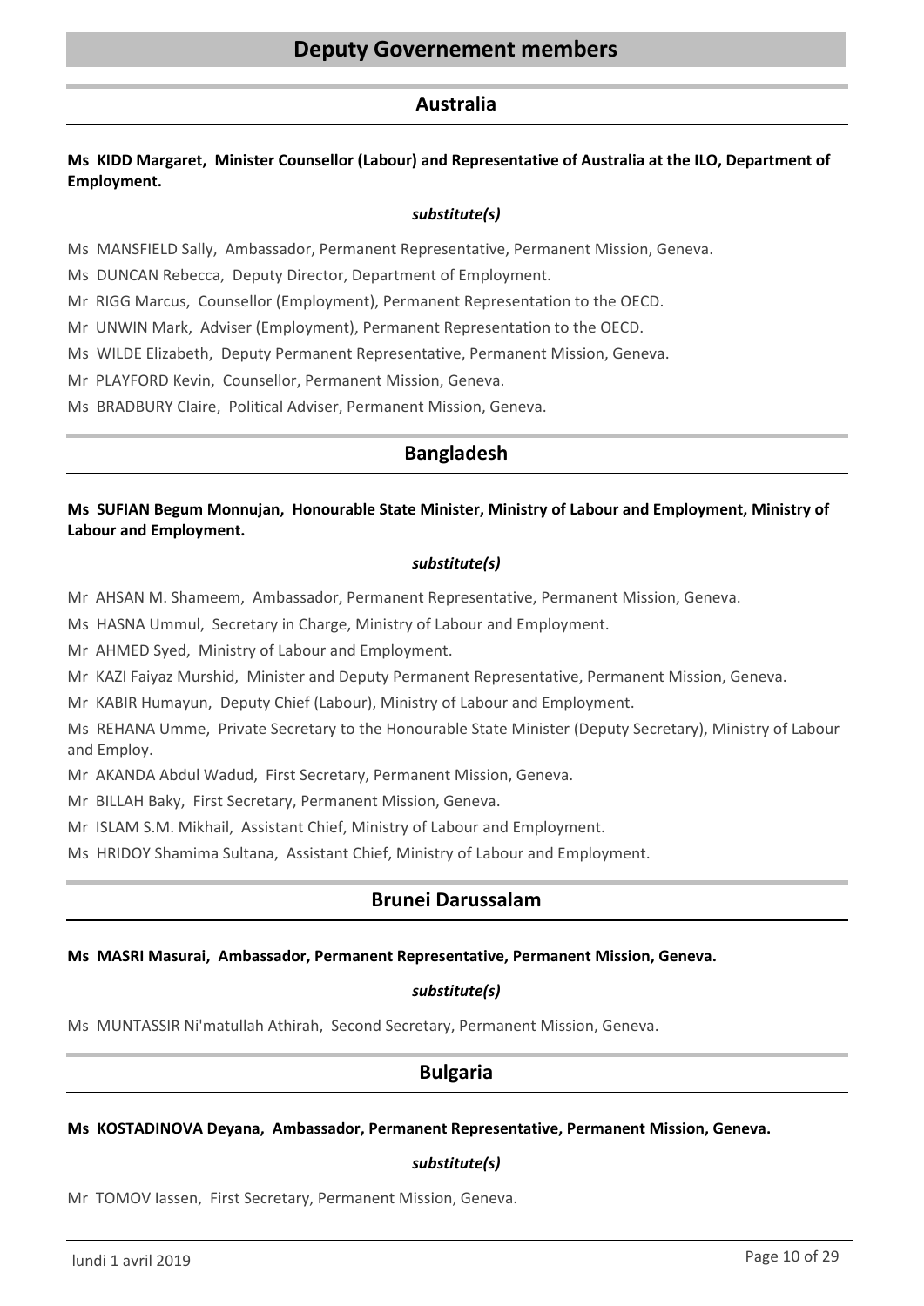# Deputy Governement members

## Australia

**Ms KIDD Margaret, Minister Counsellor (Labour) and Representative of Australia at the ILO, Department of Employment.**

***substitute(s)***

Ms MANSFIELD Sally, Ambassador, Permanent Representative, Permanent Mission, Geneva.

Ms DUNCAN Rebecca, Deputy Director, Department of Employment.

Mr RIGG Marcus, Counsellor (Employment), Permanent Representation to the OECD.

Mr UNWIN Mark, Adviser (Employment), Permanent Representation to the OECD.

Ms WILDE Elizabeth, Deputy Permanent Representative, Permanent Mission, Geneva.

Mr PLAYFORD Kevin, Counsellor, Permanent Mission, Geneva.

Ms BRADBURY Claire, Political Adviser, Permanent Mission, Geneva.

## Bangladesh

**Ms SUFIAN Begum Monnujan, Honourable State Minister, Ministry of Labour and Employment, Ministry of Labour and Employment.**

***substitute(s)***

Mr AHSAN M. Shameem, Ambassador, Permanent Representative, Permanent Mission, Geneva.

Ms HASNA Ummul, Secretary in Charge, Ministry of Labour and Employment.

Mr AHMED Syed, Ministry of Labour and Employment.

Mr KAZI Faiyaz Murshid, Minister and Deputy Permanent Representative, Permanent Mission, Geneva.

Mr KABIR Humayun, Deputy Chief (Labour), Ministry of Labour and Employment.

Ms REHANA Umme, Private Secretary to the Honourable State Minister (Deputy Secretary), Ministry of Labour and Employ.

Mr AKANDA Abdul Wadud, First Secretary, Permanent Mission, Geneva.

Mr BILLAH Baky, First Secretary, Permanent Mission, Geneva.

Mr ISLAM S.M. Mikhail, Assistant Chief, Ministry of Labour and Employment.

Ms HRIDOY Shamima Sultana, Assistant Chief, Ministry of Labour and Employment.

## Brunei Darussalam

**Ms MASRI Masurai, Ambassador, Permanent Representative, Permanent Mission, Geneva.**

***substitute(s)***

Ms MUNTASSIR Ni'matullah Athirah, Second Secretary, Permanent Mission, Geneva.

## Bulgaria

**Ms KOSTADINOVA Deyana, Ambassador, Permanent Representative, Permanent Mission, Geneva.**

***substitute(s)***

Mr TOMOV Iassen, First Secretary, Permanent Mission, Geneva.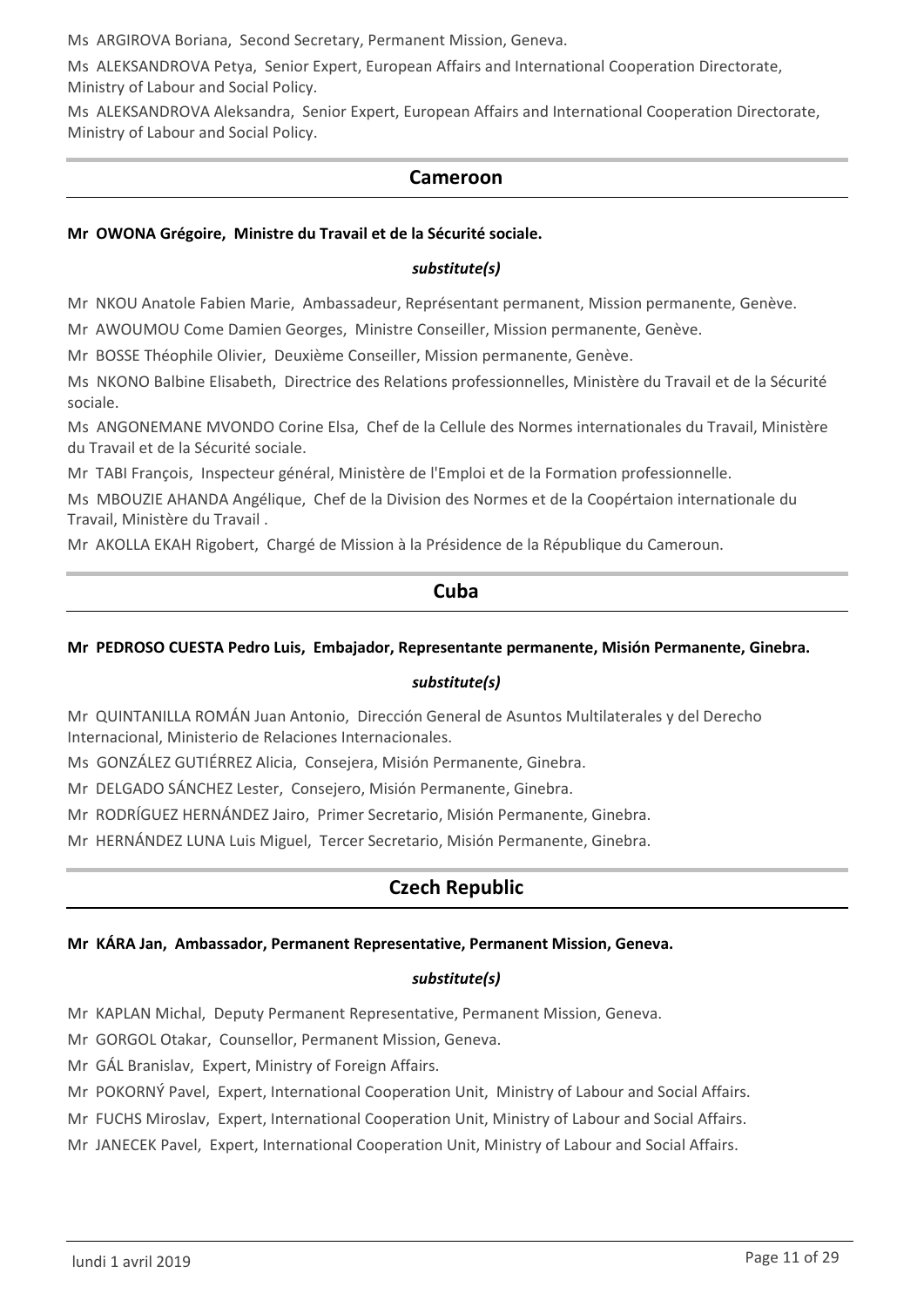Ms ARGIROVA Boriana, Second Secretary, Permanent Mission, Geneva.

Ms ALEKSANDROVA Petya, Senior Expert, European Affairs and International Cooperation Directorate, Ministry of Labour and Social Policy.

Ms ALEKSANDROVA Aleksandra, Senior Expert, European Affairs and International Cooperation Directorate, Ministry of Labour and Social Policy.

## Cameroon

**Mr OWONA Grégoire, Ministre du Travail et de la Sécurité sociale.**

***substitute(s)***

Mr NKOU Anatole Fabien Marie, Ambassadeur, Représentant permanent, Mission permanente, Genève.

Mr AWOUMOU Come Damien Georges, Ministre Conseiller, Mission permanente, Genève.

Mr BOSSE Théophile Olivier, Deuxième Conseiller, Mission permanente, Genève.

Ms NKONO Balbine Elisabeth, Directrice des Relations professionnelles, Ministère du Travail et de la Sécurité sociale.

Ms ANGONEMANE MVONDO Corine Elsa, Chef de la Cellule des Normes internationales du Travail, Ministère du Travail et de la Sécurité sociale.

Mr TABI François, Inspecteur général, Ministère de l'Emploi et de la Formation professionnelle.

Ms MBOUZIE AHANDA Angélique, Chef de la Division des Normes et de la Coopértaion internationale du Travail, Ministère du Travail .

Mr AKOLLA EKAH Rigobert, Chargé de Mission à la Présidence de la République du Cameroun.

## Cuba

**Mr PEDROSO CUESTA Pedro Luis, Embajador, Representante permanente, Misión Permanente, Ginebra.**

***substitute(s)***

Mr QUINTANILLA ROMÁN Juan Antonio, Dirección General de Asuntos Multilaterales y del Derecho Internacional, Ministerio de Relaciones Internacionales.

Ms GONZÁLEZ GUTIÉRREZ Alicia, Consejera, Misión Permanente, Ginebra.

Mr DELGADO SÁNCHEZ Lester, Consejero, Misión Permanente, Ginebra.

Mr RODRÍGUEZ HERNÁNDEZ Jairo, Primer Secretario, Misión Permanente, Ginebra.

Mr HERNÁNDEZ LUNA Luis Miguel, Tercer Secretario, Misión Permanente, Ginebra.

## Czech Republic

**Mr KÁRA Jan, Ambassador, Permanent Representative, Permanent Mission, Geneva.**

***substitute(s)***

Mr KAPLAN Michal, Deputy Permanent Representative, Permanent Mission, Geneva.

Mr GORGOL Otakar, Counsellor, Permanent Mission, Geneva.

Mr GÁL Branislav, Expert, Ministry of Foreign Affairs.

Mr POKORNÝ Pavel, Expert, International Cooperation Unit, Ministry of Labour and Social Affairs.

Mr FUCHS Miroslav, Expert, International Cooperation Unit, Ministry of Labour and Social Affairs.

Mr JANECEK Pavel, Expert, International Cooperation Unit, Ministry of Labour and Social Affairs.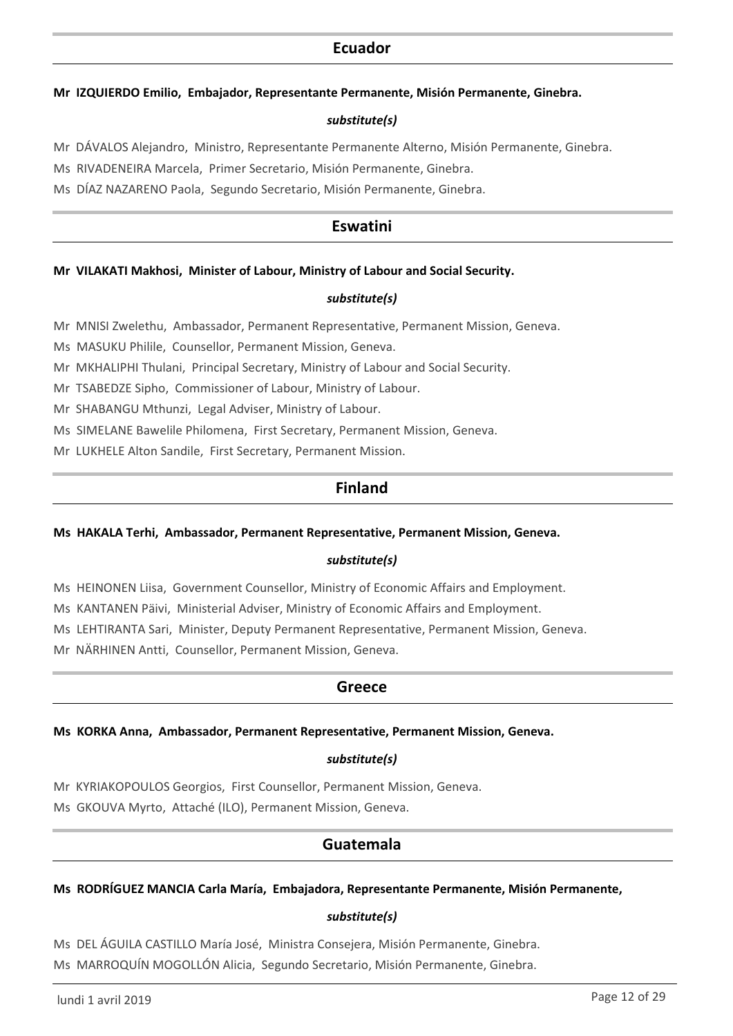## Ecuador

**Mr IZQUIERDO Emilio, Embajador, Representante Permanente, Misión Permanente, Ginebra.**

***substitute(s)***

Mr DÁVALOS Alejandro, Ministro, Representante Permanente Alterno, Misión Permanente, Ginebra.

Ms RIVADENEIRA Marcela, Primer Secretario, Misión Permanente, Ginebra.

Ms DÍAZ NAZARENO Paola, Segundo Secretario, Misión Permanente, Ginebra.

## Eswatini

**Mr VILAKATI Makhosi, Minister of Labour, Ministry of Labour and Social Security.**

***substitute(s)***

Mr MNISI Zwelethu, Ambassador, Permanent Representative, Permanent Mission, Geneva.

Ms MASUKU Philile, Counsellor, Permanent Mission, Geneva.

Mr MKHALIPHI Thulani, Principal Secretary, Ministry of Labour and Social Security.

Mr TSABEDZE Sipho, Commissioner of Labour, Ministry of Labour.

Mr SHABANGU Mthunzi, Legal Adviser, Ministry of Labour.

Ms SIMELANE Bawelile Philomena, First Secretary, Permanent Mission, Geneva.

Mr LUKHELE Alton Sandile, First Secretary, Permanent Mission.

## Finland

**Ms HAKALA Terhi, Ambassador, Permanent Representative, Permanent Mission, Geneva.**

***substitute(s)***

Ms HEINONEN Liisa, Government Counsellor, Ministry of Economic Affairs and Employment.

Ms KANTANEN Päivi, Ministerial Adviser, Ministry of Economic Affairs and Employment.

Ms LEHTIRANTA Sari, Minister, Deputy Permanent Representative, Permanent Mission, Geneva.

Mr NÄRHINEN Antti, Counsellor, Permanent Mission, Geneva.

## Greece

**Ms KORKA Anna, Ambassador, Permanent Representative, Permanent Mission, Geneva.**

***substitute(s)***

Mr KYRIAKOPOULOS Georgios, First Counsellor, Permanent Mission, Geneva.

Ms GKOUVA Myrto, Attaché (ILO), Permanent Mission, Geneva.

## Guatemala

**Ms RODRÍGUEZ MANCIA Carla María, Embajadora, Representante Permanente, Misión Permanente,**

***substitute(s)***

Ms DEL ÁGUILA CASTILLO María José, Ministra Consejera, Misión Permanente, Ginebra.

Ms MARROQUÍN MOGOLLÓN Alicia, Segundo Secretario, Misión Permanente, Ginebra.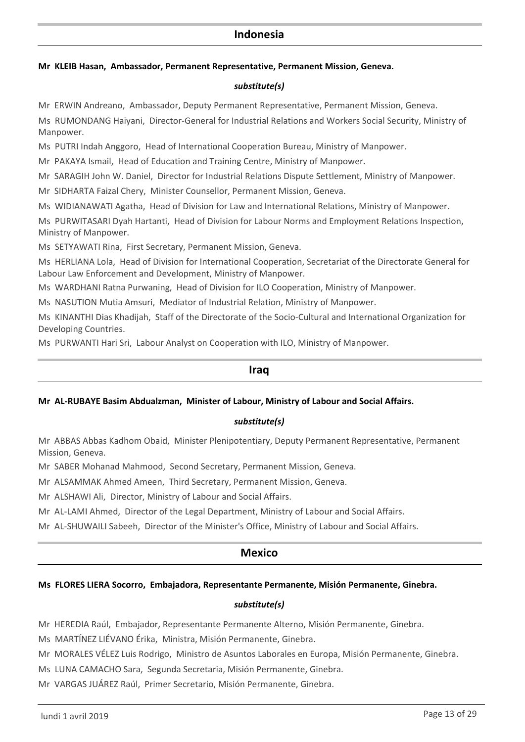## Indonesia

**Mr KLEIB Hasan, Ambassador, Permanent Representative, Permanent Mission, Geneva.**

***substitute(s)***

Mr ERWIN Andreano, Ambassador, Deputy Permanent Representative, Permanent Mission, Geneva.

Ms RUMONDANG Haiyani, Director-General for Industrial Relations and Workers Social Security, Ministry of Manpower.

Ms PUTRI Indah Anggoro, Head of International Cooperation Bureau, Ministry of Manpower.

Mr PAKAYA Ismail, Head of Education and Training Centre, Ministry of Manpower.

Mr SARAGIH John W. Daniel, Director for Industrial Relations Dispute Settlement, Ministry of Manpower.

Mr SIDHARTA Faizal Chery, Minister Counsellor, Permanent Mission, Geneva.

Ms WIDIANAWATI Agatha, Head of Division for Law and International Relations, Ministry of Manpower.

Ms PURWITASARI Dyah Hartanti, Head of Division for Labour Norms and Employment Relations Inspection, Ministry of Manpower.

Ms SETYAWATI Rina, First Secretary, Permanent Mission, Geneva.

Ms HERLIANA Lola, Head of Division for International Cooperation, Secretariat of the Directorate General for Labour Law Enforcement and Development, Ministry of Manpower.

Ms WARDHANI Ratna Purwaning, Head of Division for ILO Cooperation, Ministry of Manpower.

Ms NASUTION Mutia Amsuri, Mediator of Industrial Relation, Ministry of Manpower.

Ms KINANTHI Dias Khadijah, Staff of the Directorate of the Socio-Cultural and International Organization for Developing Countries.

Ms PURWANTI Hari Sri, Labour Analyst on Cooperation with ILO, Ministry of Manpower.

## Iraq

**Mr AL-RUBAYE Basim Abdualzman, Minister of Labour, Ministry of Labour and Social Affairs.**

***substitute(s)***

Mr ABBAS Abbas Kadhom Obaid, Minister Plenipotentiary, Deputy Permanent Representative, Permanent Mission, Geneva.

Mr SABER Mohanad Mahmood, Second Secretary, Permanent Mission, Geneva.

Mr ALSAMMAK Ahmed Ameen, Third Secretary, Permanent Mission, Geneva.

Mr ALSHAWI Ali, Director, Ministry of Labour and Social Affairs.

Mr AL-LAMI Ahmed, Director of the Legal Department, Ministry of Labour and Social Affairs.

Mr AL-SHUWAILI Sabeeh, Director of the Minister's Office, Ministry of Labour and Social Affairs.

## Mexico

**Ms FLORES LIERA Socorro, Embajadora, Representante Permanente, Misión Permanente, Ginebra.**

***substitute(s)***

Mr HEREDIA Raúl, Embajador, Representante Permanente Alterno, Misión Permanente, Ginebra.

Ms MARTÍNEZ LIÉVANO Érika, Ministra, Misión Permanente, Ginebra.

Mr MORALES VÉLEZ Luis Rodrigo, Ministro de Asuntos Laborales en Europa, Misión Permanente, Ginebra.

Ms LUNA CAMACHO Sara, Segunda Secretaria, Misión Permanente, Ginebra.

Mr VARGAS JUÁREZ Raúl, Primer Secretario, Misión Permanente, Ginebra.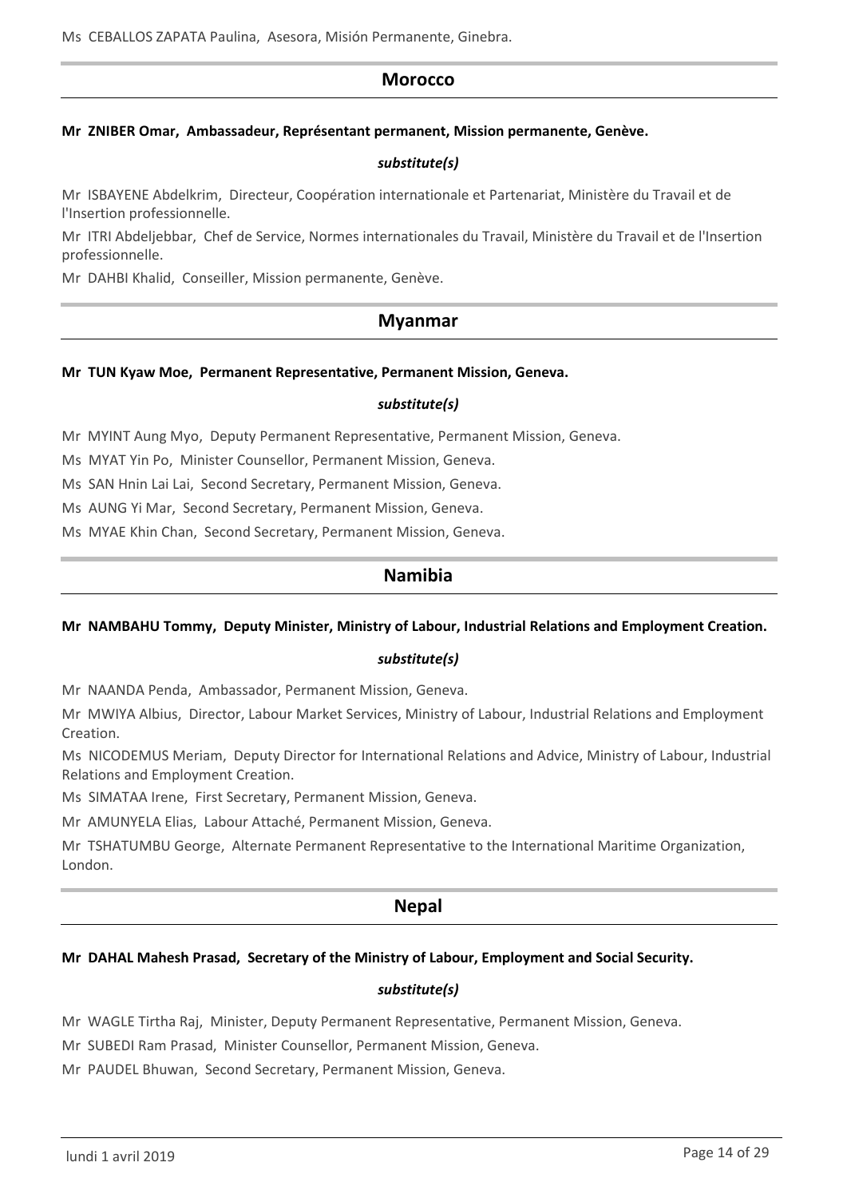Ms CEBALLOS ZAPATA Paulina, Asesora, Misión Permanente, Ginebra.

## Morocco

**Mr ZNIBER Omar, Ambassadeur, Représentant permanent, Mission permanente, Genève.**

***substitute(s)***

Mr ISBAYENE Abdelkrim, Directeur, Coopération internationale et Partenariat, Ministère du Travail et de l'Insertion professionnelle.

Mr ITRI Abdeljebbar, Chef de Service, Normes internationales du Travail, Ministère du Travail et de l'Insertion professionnelle.

Mr DAHBI Khalid, Conseiller, Mission permanente, Genève.

## Myanmar

**Mr TUN Kyaw Moe, Permanent Representative, Permanent Mission, Geneva.**

***substitute(s)***

Mr MYINT Aung Myo, Deputy Permanent Representative, Permanent Mission, Geneva.

Ms MYAT Yin Po, Minister Counsellor, Permanent Mission, Geneva.

Ms SAN Hnin Lai Lai, Second Secretary, Permanent Mission, Geneva.

Ms AUNG Yi Mar, Second Secretary, Permanent Mission, Geneva.

Ms MYAE Khin Chan, Second Secretary, Permanent Mission, Geneva.

## Namibia

**Mr NAMBAHU Tommy, Deputy Minister, Ministry of Labour, Industrial Relations and Employment Creation.**

***substitute(s)***

Mr NAANDA Penda, Ambassador, Permanent Mission, Geneva.

Mr MWIYA Albius, Director, Labour Market Services, Ministry of Labour, Industrial Relations and Employment Creation.

Ms NICODEMUS Meriam, Deputy Director for International Relations and Advice, Ministry of Labour, Industrial Relations and Employment Creation.

Ms SIMATAA Irene, First Secretary, Permanent Mission, Geneva.

Mr AMUNYELA Elias, Labour Attaché, Permanent Mission, Geneva.

Mr TSHATUMBU George, Alternate Permanent Representative to the International Maritime Organization, London.

## Nepal

**Mr DAHAL Mahesh Prasad, Secretary of the Ministry of Labour, Employment and Social Security.**

***substitute(s)***

Mr WAGLE Tirtha Raj, Minister, Deputy Permanent Representative, Permanent Mission, Geneva.

Mr SUBEDI Ram Prasad, Minister Counsellor, Permanent Mission, Geneva.

Mr PAUDEL Bhuwan, Second Secretary, Permanent Mission, Geneva.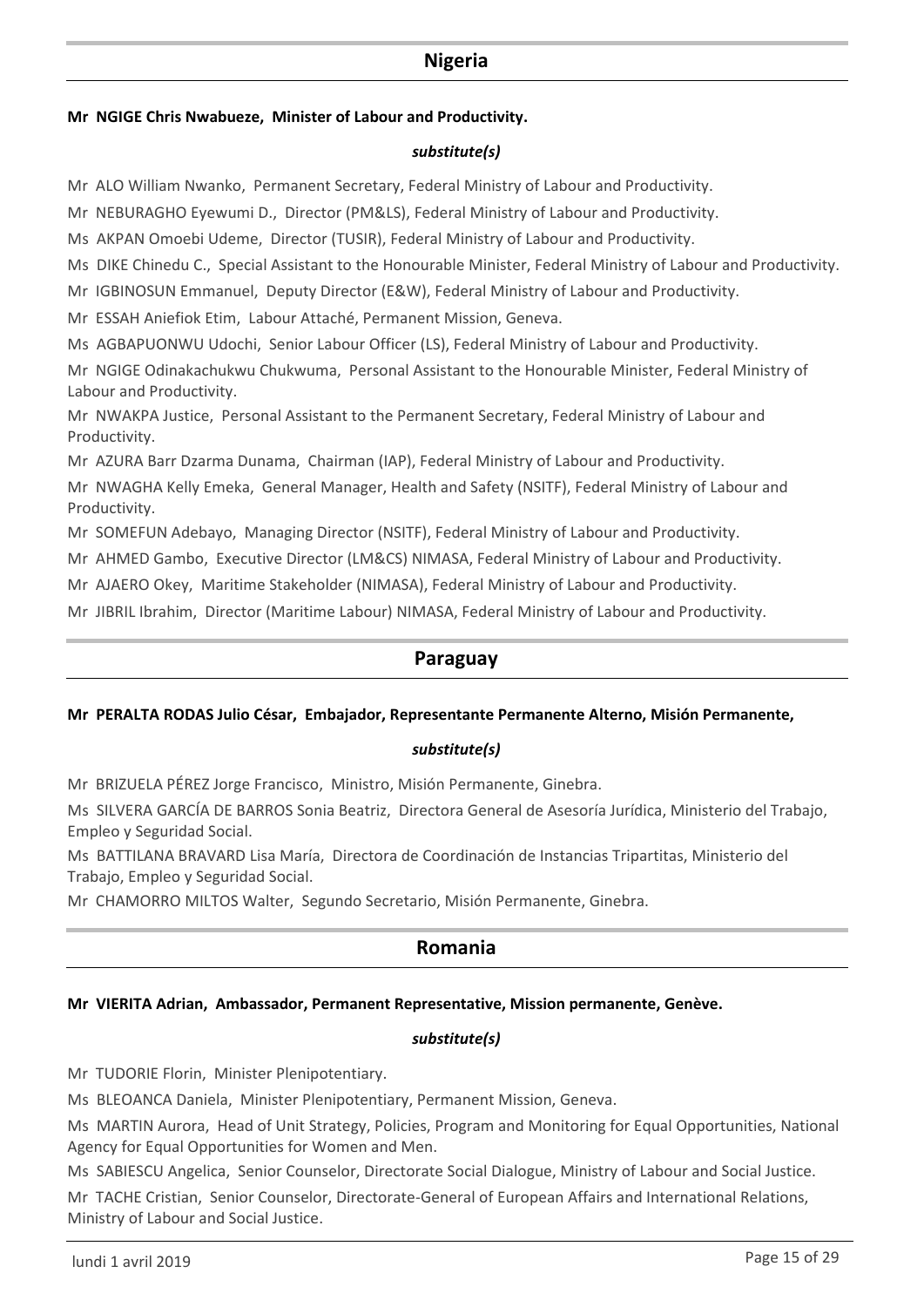## Nigeria

**Mr NGIGE Chris Nwabueze, Minister of Labour and Productivity.**

***substitute(s)***

Mr ALO William Nwanko, Permanent Secretary, Federal Ministry of Labour and Productivity.

Mr NEBURAGHO Eyewumi D., Director (PM&LS), Federal Ministry of Labour and Productivity.

Ms AKPAN Omoebi Udeme, Director (TUSIR), Federal Ministry of Labour and Productivity.

Ms DIKE Chinedu C., Special Assistant to the Honourable Minister, Federal Ministry of Labour and Productivity.

Mr IGBINOSUN Emmanuel, Deputy Director (E&W), Federal Ministry of Labour and Productivity.

Mr ESSAH Aniefiok Etim, Labour Attaché, Permanent Mission, Geneva.

Ms AGBAPUONWU Udochi, Senior Labour Officer (LS), Federal Ministry of Labour and Productivity.

Mr NGIGE Odinakachukwu Chukwuma, Personal Assistant to the Honourable Minister, Federal Ministry of Labour and Productivity.

Mr NWAKPA Justice, Personal Assistant to the Permanent Secretary, Federal Ministry of Labour and Productivity.

Mr AZURA Barr Dzarma Dunama, Chairman (IAP), Federal Ministry of Labour and Productivity.

Mr NWAGHA Kelly Emeka, General Manager, Health and Safety (NSITF), Federal Ministry of Labour and Productivity.

Mr SOMEFUN Adebayo, Managing Director (NSITF), Federal Ministry of Labour and Productivity.

Mr AHMED Gambo, Executive Director (LM&CS) NIMASA, Federal Ministry of Labour and Productivity.

Mr AJAERO Okey, Maritime Stakeholder (NIMASA), Federal Ministry of Labour and Productivity.

Mr JIBRIL Ibrahim, Director (Maritime Labour) NIMASA, Federal Ministry of Labour and Productivity.

## Paraguay

**Mr PERALTA RODAS Julio César, Embajador, Representante Permanente Alterno, Misión Permanente,**

***substitute(s)***

Mr BRIZUELA PÉREZ Jorge Francisco, Ministro, Misión Permanente, Ginebra.

Ms SILVERA GARCÍA DE BARROS Sonia Beatriz, Directora General de Asesoría Jurídica, Ministerio del Trabajo, Empleo y Seguridad Social.

Ms BATTILANA BRAVARD Lisa María, Directora de Coordinación de Instancias Tripartitas, Ministerio del Trabajo, Empleo y Seguridad Social.

Mr CHAMORRO MILTOS Walter, Segundo Secretario, Misión Permanente, Ginebra.

## Romania

**Mr VIERITA Adrian, Ambassador, Permanent Representative, Mission permanente, Genève.**

***substitute(s)***

Mr TUDORIE Florin, Minister Plenipotentiary.

Ms BLEOANCA Daniela, Minister Plenipotentiary, Permanent Mission, Geneva.

Ms MARTIN Aurora, Head of Unit Strategy, Policies, Program and Monitoring for Equal Opportunities, National Agency for Equal Opportunities for Women and Men.

Ms SABIESCU Angelica, Senior Counselor, Directorate Social Dialogue, Ministry of Labour and Social Justice.

Mr TACHE Cristian, Senior Counselor, Directorate-General of European Affairs and International Relations, Ministry of Labour and Social Justice.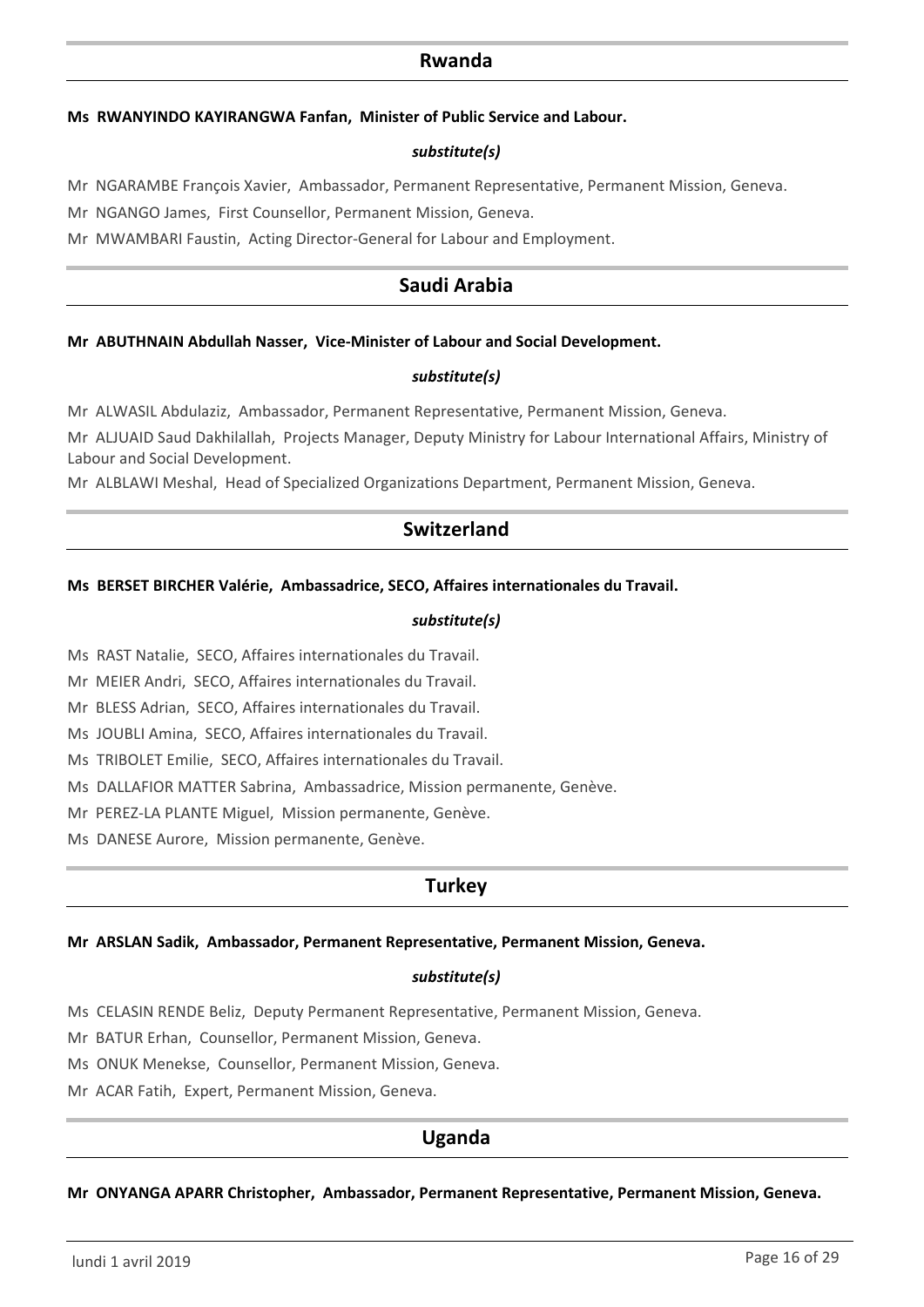## Rwanda

**Ms RWANYINDO KAYIRANGWA Fanfan, Minister of Public Service and Labour.**

***substitute(s)***

Mr NGARAMBE François Xavier, Ambassador, Permanent Representative, Permanent Mission, Geneva.

Mr NGANGO James, First Counsellor, Permanent Mission, Geneva.

Mr MWAMBARI Faustin, Acting Director-General for Labour and Employment.

## Saudi Arabia

**Mr ABUTHNAIN Abdullah Nasser, Vice-Minister of Labour and Social Development.**

***substitute(s)***

Mr ALWASIL Abdulaziz, Ambassador, Permanent Representative, Permanent Mission, Geneva.

Mr ALJUAID Saud Dakhilallah, Projects Manager, Deputy Ministry for Labour International Affairs, Ministry of Labour and Social Development.

Mr ALBLAWI Meshal, Head of Specialized Organizations Department, Permanent Mission, Geneva.

## Switzerland

**Ms BERSET BIRCHER Valérie, Ambassadrice, SECO, Affaires internationales du Travail.**

***substitute(s)***

Ms RAST Natalie, SECO, Affaires internationales du Travail.

Mr MEIER Andri, SECO, Affaires internationales du Travail.

Mr BLESS Adrian, SECO, Affaires internationales du Travail.

Ms JOUBLI Amina, SECO, Affaires internationales du Travail.

Ms TRIBOLET Emilie, SECO, Affaires internationales du Travail.

Ms DALLAFIOR MATTER Sabrina, Ambassadrice, Mission permanente, Genève.

Mr PEREZ-LA PLANTE Miguel, Mission permanente, Genève.

Ms DANESE Aurore, Mission permanente, Genève.

## Turkey

**Mr ARSLAN Sadik, Ambassador, Permanent Representative, Permanent Mission, Geneva.**

***substitute(s)***

Ms CELASIN RENDE Beliz, Deputy Permanent Representative, Permanent Mission, Geneva.

Mr BATUR Erhan, Counsellor, Permanent Mission, Geneva.

Ms ONUK Menekse, Counsellor, Permanent Mission, Geneva.

Mr ACAR Fatih, Expert, Permanent Mission, Geneva.

## Uganda

**Mr ONYANGA APARR Christopher, Ambassador, Permanent Representative, Permanent Mission, Geneva.**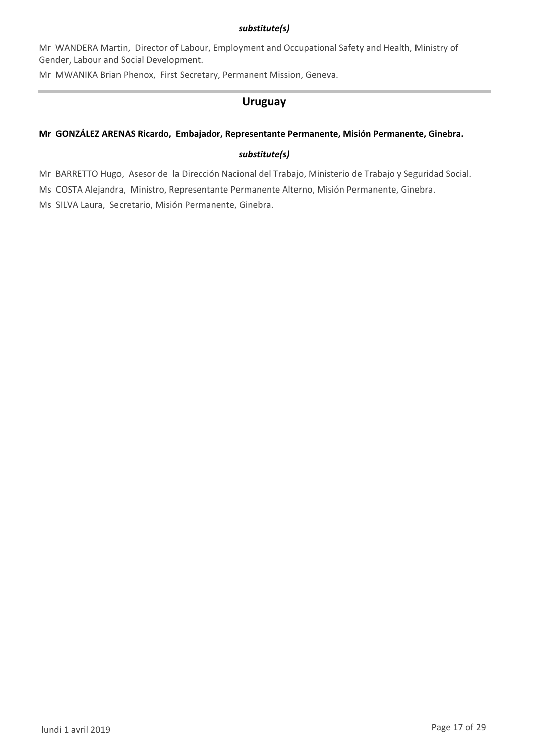***substitute(s)***

Mr WANDERA Martin, Director of Labour, Employment and Occupational Safety and Health, Ministry of Gender, Labour and Social Development.

Mr MWANIKA Brian Phenox, First Secretary, Permanent Mission, Geneva.

## Uruguay

**Mr GONZÁLEZ ARENAS Ricardo, Embajador, Representante Permanente, Misión Permanente, Ginebra.**

***substitute(s)***

Mr BARRETTO Hugo, Asesor de la Dirección Nacional del Trabajo, Ministerio de Trabajo y Seguridad Social.

Ms COSTA Alejandra, Ministro, Representante Permanente Alterno, Misión Permanente, Ginebra.

Ms SILVA Laura, Secretario, Misión Permanente, Ginebra.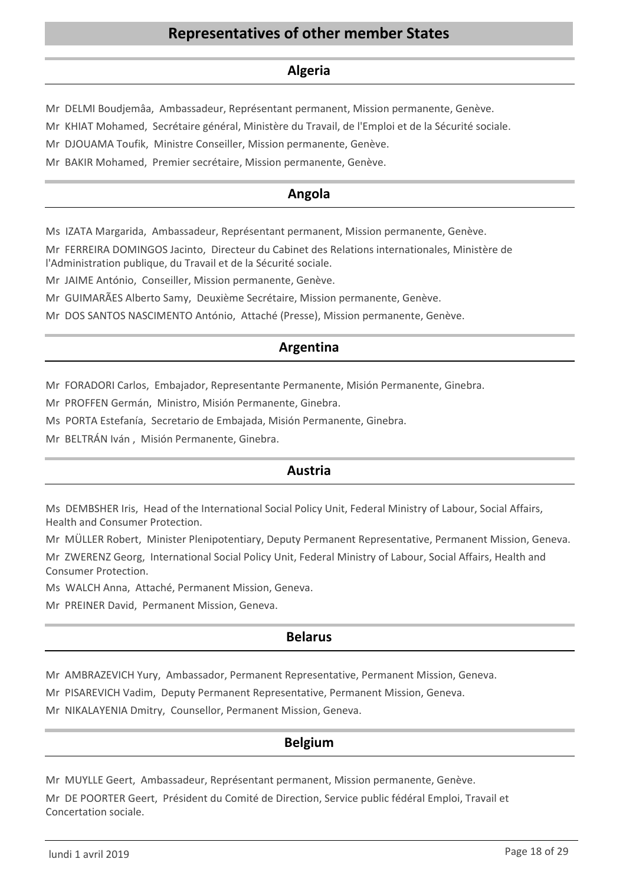# Representatives of other member States

## Algeria

Mr DELMI Boudjemâa, Ambassadeur, Représentant permanent, Mission permanente, Genève.

Mr KHIAT Mohamed, Secrétaire général, Ministère du Travail, de l'Emploi et de la Sécurité sociale.

Mr DJOUAMA Toufik, Ministre Conseiller, Mission permanente, Genève.

Mr BAKIR Mohamed, Premier secrétaire, Mission permanente, Genève.

## Angola

Ms IZATA Margarida, Ambassadeur, Représentant permanent, Mission permanente, Genève.

Mr FERREIRA DOMINGOS Jacinto, Directeur du Cabinet des Relations internationales, Ministère de l'Administration publique, du Travail et de la Sécurité sociale.

Mr JAIME António, Conseiller, Mission permanente, Genève.

Mr GUIMARÃES Alberto Samy, Deuxième Secrétaire, Mission permanente, Genève.

Mr DOS SANTOS NASCIMENTO António, Attaché (Presse), Mission permanente, Genève.

## Argentina

Mr FORADORI Carlos, Embajador, Representante Permanente, Misión Permanente, Ginebra.

Mr PROFFEN Germán, Ministro, Misión Permanente, Ginebra.

Ms PORTA Estefanía, Secretario de Embajada, Misión Permanente, Ginebra.

Mr BELTRÁN Iván , Misión Permanente, Ginebra.

## Austria

Ms DEMBSHER Iris, Head of the International Social Policy Unit, Federal Ministry of Labour, Social Affairs, Health and Consumer Protection.

Mr MÜLLER Robert, Minister Plenipotentiary, Deputy Permanent Representative, Permanent Mission, Geneva.

Mr ZWERENZ Georg, International Social Policy Unit, Federal Ministry of Labour, Social Affairs, Health and Consumer Protection.

Ms WALCH Anna, Attaché, Permanent Mission, Geneva.

Mr PREINER David, Permanent Mission, Geneva.

## Belarus

Mr AMBRAZEVICH Yury, Ambassador, Permanent Representative, Permanent Mission, Geneva.

Mr PISAREVICH Vadim, Deputy Permanent Representative, Permanent Mission, Geneva.

Mr NIKALAYENIA Dmitry, Counsellor, Permanent Mission, Geneva.

## Belgium

Mr MUYLLE Geert, Ambassadeur, Représentant permanent, Mission permanente, Genève.

Mr DE POORTER Geert, Président du Comité de Direction, Service public fédéral Emploi, Travail et Concertation sociale.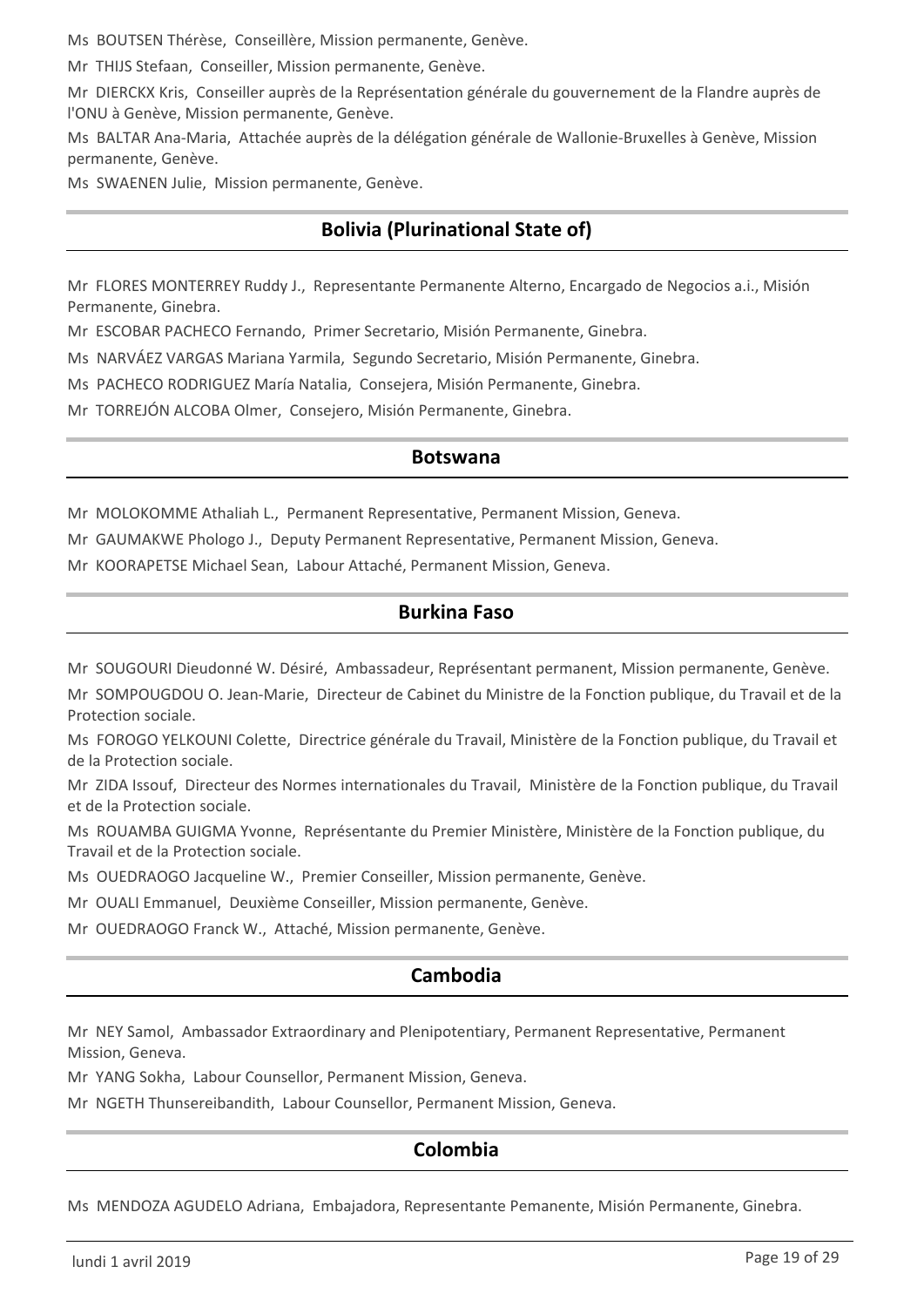Ms BOUTSEN Thérèse, Conseillère, Mission permanente, Genève.

Mr THIJS Stefaan, Conseiller, Mission permanente, Genève.

Mr DIERCKX Kris, Conseiller auprès de la Représentation générale du gouvernement de la Flandre auprès de l'ONU à Genève, Mission permanente, Genève.

Ms BALTAR Ana-Maria, Attachée auprès de la délégation générale de Wallonie-Bruxelles à Genève, Mission permanente, Genève.

Ms SWAENEN Julie, Mission permanente, Genève.

## Bolivia (Plurinational State of)

Mr FLORES MONTERREY Ruddy J., Representante Permanente Alterno, Encargado de Negocios a.i., Misión Permanente, Ginebra.

Mr ESCOBAR PACHECO Fernando, Primer Secretario, Misión Permanente, Ginebra.

Ms NARVÁEZ VARGAS Mariana Yarmila, Segundo Secretario, Misión Permanente, Ginebra.

Ms PACHECO RODRIGUEZ María Natalia, Consejera, Misión Permanente, Ginebra.

Mr TORREJÓN ALCOBA Olmer, Consejero, Misión Permanente, Ginebra.

## Botswana

Mr MOLOKOMME Athaliah L., Permanent Representative, Permanent Mission, Geneva.

Mr GAUMAKWE Phologo J., Deputy Permanent Representative, Permanent Mission, Geneva.

Mr KOORAPETSE Michael Sean, Labour Attaché, Permanent Mission, Geneva.

## Burkina Faso

Mr SOUGOURI Dieudonné W. Désiré, Ambassadeur, Représentant permanent, Mission permanente, Genève.

Mr SOMPOUGDOU O. Jean-Marie, Directeur de Cabinet du Ministre de la Fonction publique, du Travail et de la Protection sociale.

Ms FOROGO YELKOUNI Colette, Directrice générale du Travail, Ministère de la Fonction publique, du Travail et de la Protection sociale.

Mr ZIDA Issouf, Directeur des Normes internationales du Travail, Ministère de la Fonction publique, du Travail et de la Protection sociale.

Ms ROUAMBA GUIGMA Yvonne, Représentante du Premier Ministère, Ministère de la Fonction publique, du Travail et de la Protection sociale.

Ms OUEDRAOGO Jacqueline W., Premier Conseiller, Mission permanente, Genève.

Mr OUALI Emmanuel, Deuxième Conseiller, Mission permanente, Genève.

Mr OUEDRAOGO Franck W., Attaché, Mission permanente, Genève.

## Cambodia

Mr NEY Samol, Ambassador Extraordinary and Plenipotentiary, Permanent Representative, Permanent Mission, Geneva.

Mr YANG Sokha, Labour Counsellor, Permanent Mission, Geneva.

Mr NGETH Thunsereibandith, Labour Counsellor, Permanent Mission, Geneva.

## Colombia

Ms MENDOZA AGUDELO Adriana, Embajadora, Representante Pemanente, Misión Permanente, Ginebra.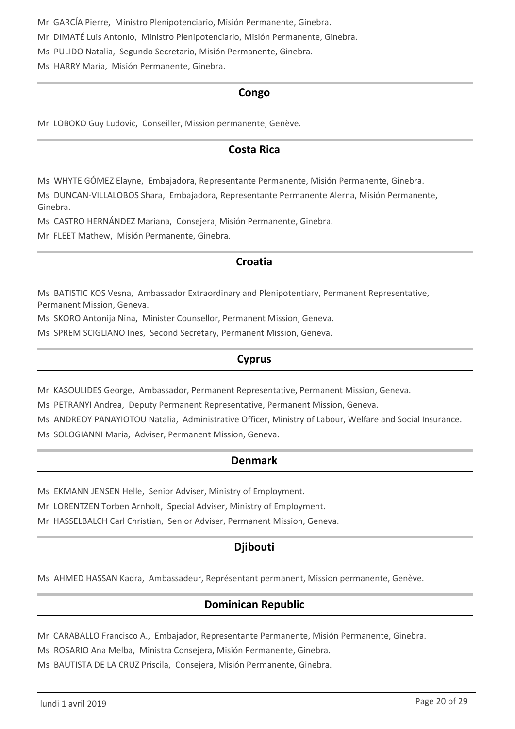Mr GARCÍA Pierre, Ministro Plenipotenciario, Misión Permanente, Ginebra.

Mr DIMATÉ Luis Antonio, Ministro Plenipotenciario, Misión Permanente, Ginebra.

Ms PULIDO Natalia, Segundo Secretario, Misión Permanente, Ginebra.

Ms HARRY María, Misión Permanente, Ginebra.

## Congo

Mr LOBOKO Guy Ludovic, Conseiller, Mission permanente, Genève.

## Costa Rica

Ms WHYTE GÓMEZ Elayne, Embajadora, Representante Permanente, Misión Permanente, Ginebra.

Ms DUNCAN-VILLALOBOS Shara, Embajadora, Representante Permanente Alerna, Misión Permanente, Ginebra.

Ms CASTRO HERNÁNDEZ Mariana, Consejera, Misión Permanente, Ginebra.

Mr FLEET Mathew, Misión Permanente, Ginebra.

## Croatia

Ms BATISTIC KOS Vesna, Ambassador Extraordinary and Plenipotentiary, Permanent Representative, Permanent Mission, Geneva.

Ms SKORO Antonija Nina, Minister Counsellor, Permanent Mission, Geneva.

Ms SPREM SCIGLIANO Ines, Second Secretary, Permanent Mission, Geneva.

## Cyprus

Mr KASOULIDES George, Ambassador, Permanent Representative, Permanent Mission, Geneva.

Ms PETRANYI Andrea, Deputy Permanent Representative, Permanent Mission, Geneva.

Ms ANDREOY PANAYIOTOU Natalia, Administrative Officer, Ministry of Labour, Welfare and Social Insurance.

Ms SOLOGIANNI Maria, Adviser, Permanent Mission, Geneva.

## Denmark

Ms EKMANN JENSEN Helle, Senior Adviser, Ministry of Employment.

Mr LORENTZEN Torben Arnholt, Special Adviser, Ministry of Employment.

Mr HASSELBALCH Carl Christian, Senior Adviser, Permanent Mission, Geneva.

## Djibouti

Ms AHMED HASSAN Kadra, Ambassadeur, Représentant permanent, Mission permanente, Genève.

## Dominican Republic

Mr CARABALLO Francisco A., Embajador, Representante Permanente, Misión Permanente, Ginebra.

Ms ROSARIO Ana Melba, Ministra Consejera, Misión Permanente, Ginebra.

Ms BAUTISTA DE LA CRUZ Priscila, Consejera, Misión Permanente, Ginebra.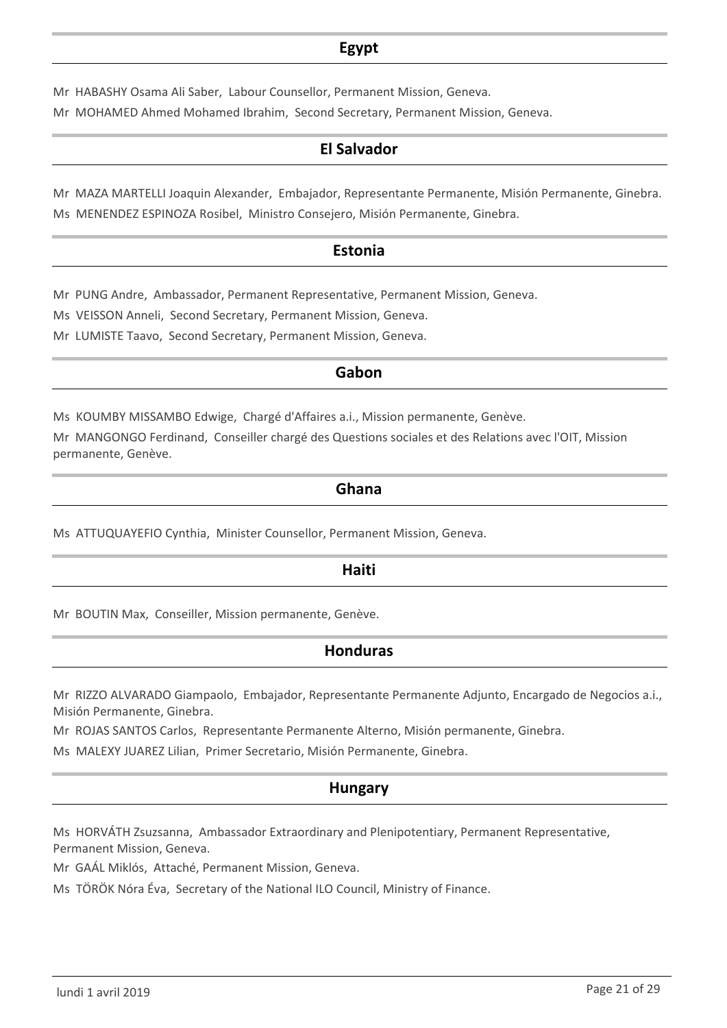## Egypt

Mr HABASHY Osama Ali Saber, Labour Counsellor, Permanent Mission, Geneva.

Mr MOHAMED Ahmed Mohamed Ibrahim, Second Secretary, Permanent Mission, Geneva.

## El Salvador

Mr MAZA MARTELLI Joaquin Alexander, Embajador, Representante Permanente, Misión Permanente, Ginebra.

Ms MENENDEZ ESPINOZA Rosibel, Ministro Consejero, Misión Permanente, Ginebra.

## Estonia

Mr PUNG Andre, Ambassador, Permanent Representative, Permanent Mission, Geneva.

Ms VEISSON Anneli, Second Secretary, Permanent Mission, Geneva.

Mr LUMISTE Taavo, Second Secretary, Permanent Mission, Geneva.

## Gabon

Ms KOUMBY MISSAMBO Edwige, Chargé d'Affaires a.i., Mission permanente, Genève.

Mr MANGONGO Ferdinand, Conseiller chargé des Questions sociales et des Relations avec l'OIT, Mission permanente, Genève.

## Ghana

Ms ATTUQUAYEFIO Cynthia, Minister Counsellor, Permanent Mission, Geneva.

## Haiti

Mr BOUTIN Max, Conseiller, Mission permanente, Genève.

## Honduras

Mr RIZZO ALVARADO Giampaolo, Embajador, Representante Permanente Adjunto, Encargado de Negocios a.i., Misión Permanente, Ginebra.

Mr ROJAS SANTOS Carlos, Representante Permanente Alterno, Misión permanente, Ginebra.

Ms MALEXY JUAREZ Lilian, Primer Secretario, Misión Permanente, Ginebra.

## Hungary

Ms HORVÁTH Zsuzsanna, Ambassador Extraordinary and Plenipotentiary, Permanent Representative, Permanent Mission, Geneva.

Mr GAÁL Miklós, Attaché, Permanent Mission, Geneva.

Ms TÖRÖK Nóra Éva, Secretary of the National ILO Council, Ministry of Finance.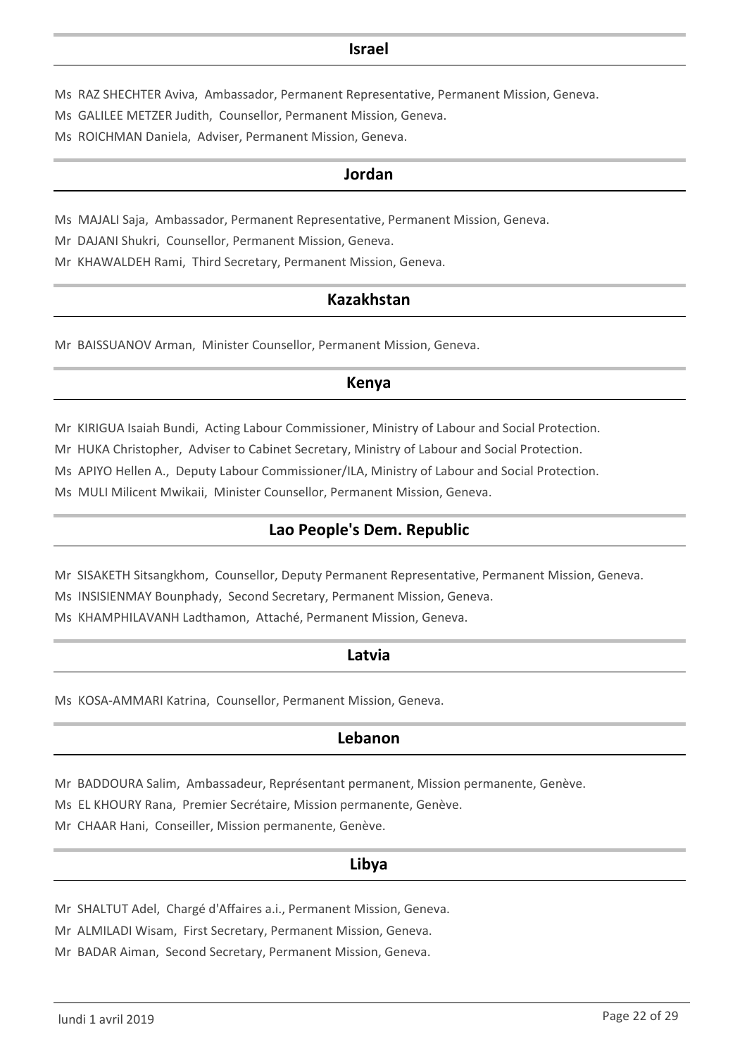## Israel

Ms RAZ SHECHTER Aviva, Ambassador, Permanent Representative, Permanent Mission, Geneva.

Ms GALILEE METZER Judith, Counsellor, Permanent Mission, Geneva.

Ms ROICHMAN Daniela, Adviser, Permanent Mission, Geneva.

## Jordan

Ms MAJALI Saja, Ambassador, Permanent Representative, Permanent Mission, Geneva.

Mr DAJANI Shukri, Counsellor, Permanent Mission, Geneva.

Mr KHAWALDEH Rami, Third Secretary, Permanent Mission, Geneva.

## Kazakhstan

Mr BAISSUANOV Arman, Minister Counsellor, Permanent Mission, Geneva.

## Kenya

Mr KIRIGUA Isaiah Bundi, Acting Labour Commissioner, Ministry of Labour and Social Protection.

Mr HUKA Christopher, Adviser to Cabinet Secretary, Ministry of Labour and Social Protection.

Ms APIYO Hellen A., Deputy Labour Commissioner/ILA, Ministry of Labour and Social Protection.

Ms MULI Milicent Mwikaii, Minister Counsellor, Permanent Mission, Geneva.

## Lao People's Dem. Republic

Mr SISAKETH Sitsangkhom, Counsellor, Deputy Permanent Representative, Permanent Mission, Geneva.

Ms INSISIENMAY Bounphady, Second Secretary, Permanent Mission, Geneva.

Ms KHAMPHILAVANH Ladthamon, Attaché, Permanent Mission, Geneva.

## Latvia

Ms KOSA-AMMARI Katrina, Counsellor, Permanent Mission, Geneva.

## Lebanon

Mr BADDOURA Salim, Ambassadeur, Représentant permanent, Mission permanente, Genève.

Ms EL KHOURY Rana, Premier Secrétaire, Mission permanente, Genève.

Mr CHAAR Hani, Conseiller, Mission permanente, Genève.

## Libya

Mr SHALTUT Adel, Chargé d'Affaires a.i., Permanent Mission, Geneva.

Mr ALMILADI Wisam, First Secretary, Permanent Mission, Geneva.

Mr BADAR Aiman, Second Secretary, Permanent Mission, Geneva.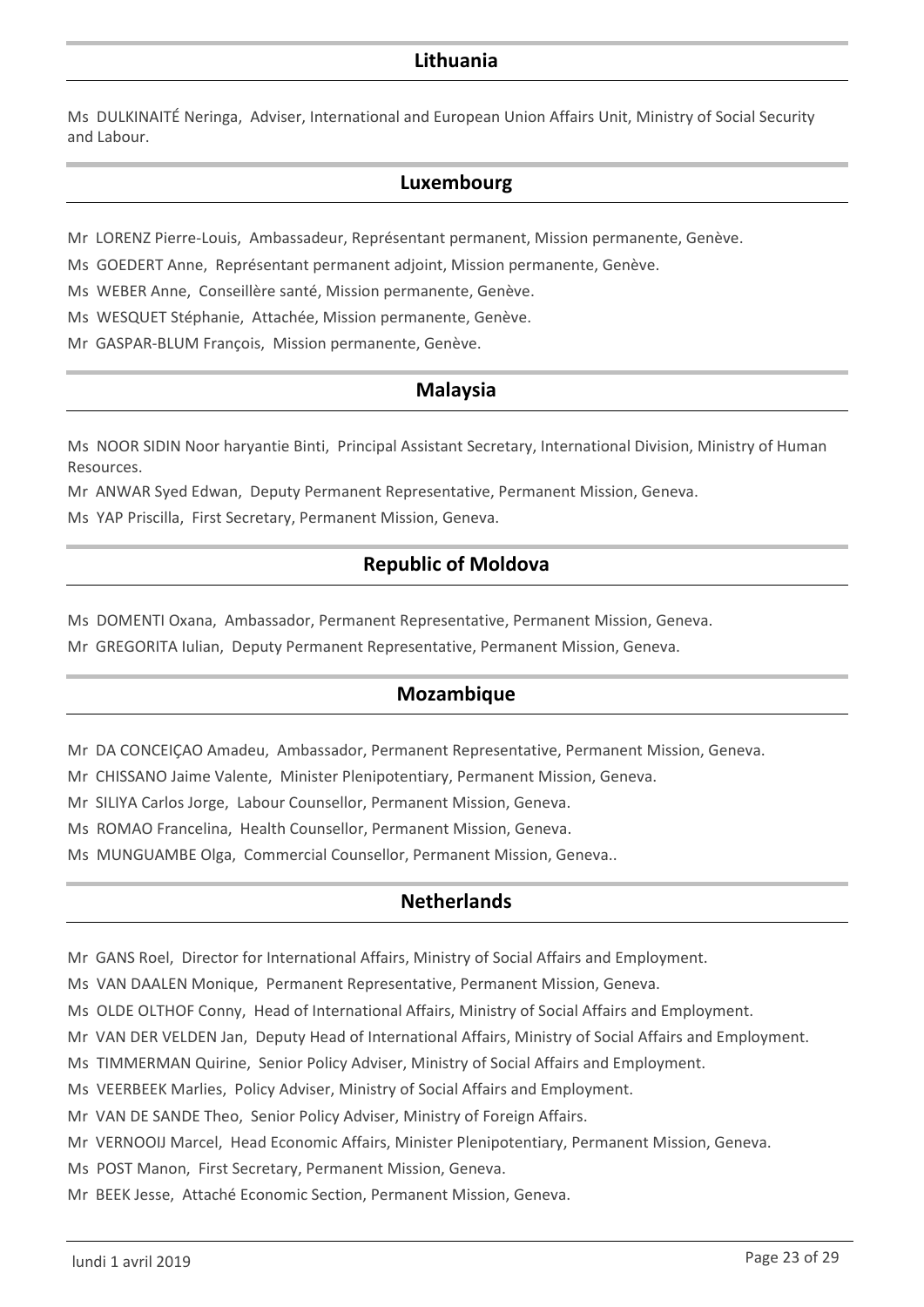## Lithuania

Ms DULKINAITÉ Neringa, Adviser, International and European Union Affairs Unit, Ministry of Social Security and Labour.

## Luxembourg

Mr LORENZ Pierre-Louis, Ambassadeur, Représentant permanent, Mission permanente, Genève.

Ms GOEDERT Anne, Représentant permanent adjoint, Mission permanente, Genève.

Ms WEBER Anne, Conseillère santé, Mission permanente, Genève.

Ms WESQUET Stéphanie, Attachée, Mission permanente, Genève.

Mr GASPAR-BLUM François, Mission permanente, Genève.

## Malaysia

Ms NOOR SIDIN Noor haryantie Binti, Principal Assistant Secretary, International Division, Ministry of Human Resources.

Mr ANWAR Syed Edwan, Deputy Permanent Representative, Permanent Mission, Geneva.

Ms YAP Priscilla, First Secretary, Permanent Mission, Geneva.

## Republic of Moldova

Ms DOMENTI Oxana, Ambassador, Permanent Representative, Permanent Mission, Geneva.

Mr GREGORITA Iulian, Deputy Permanent Representative, Permanent Mission, Geneva.

## Mozambique

Mr DA CONCEIÇAO Amadeu, Ambassador, Permanent Representative, Permanent Mission, Geneva.

Mr CHISSANO Jaime Valente, Minister Plenipotentiary, Permanent Mission, Geneva.

Mr SILIYA Carlos Jorge, Labour Counsellor, Permanent Mission, Geneva.

Ms ROMAO Francelina, Health Counsellor, Permanent Mission, Geneva.

Ms MUNGUAMBE Olga, Commercial Counsellor, Permanent Mission, Geneva..

## Netherlands

Mr GANS Roel, Director for International Affairs, Ministry of Social Affairs and Employment.

Ms VAN DAALEN Monique, Permanent Representative, Permanent Mission, Geneva.

Ms OLDE OLTHOF Conny, Head of International Affairs, Ministry of Social Affairs and Employment.

Mr VAN DER VELDEN Jan, Deputy Head of International Affairs, Ministry of Social Affairs and Employment.

Ms TIMMERMAN Quirine, Senior Policy Adviser, Ministry of Social Affairs and Employment.

Ms VEERBEEK Marlies, Policy Adviser, Ministry of Social Affairs and Employment.

Mr VAN DE SANDE Theo, Senior Policy Adviser, Ministry of Foreign Affairs.

Mr VERNOOIJ Marcel, Head Economic Affairs, Minister Plenipotentiary, Permanent Mission, Geneva.

Ms POST Manon, First Secretary, Permanent Mission, Geneva.

Mr BEEK Jesse, Attaché Economic Section, Permanent Mission, Geneva.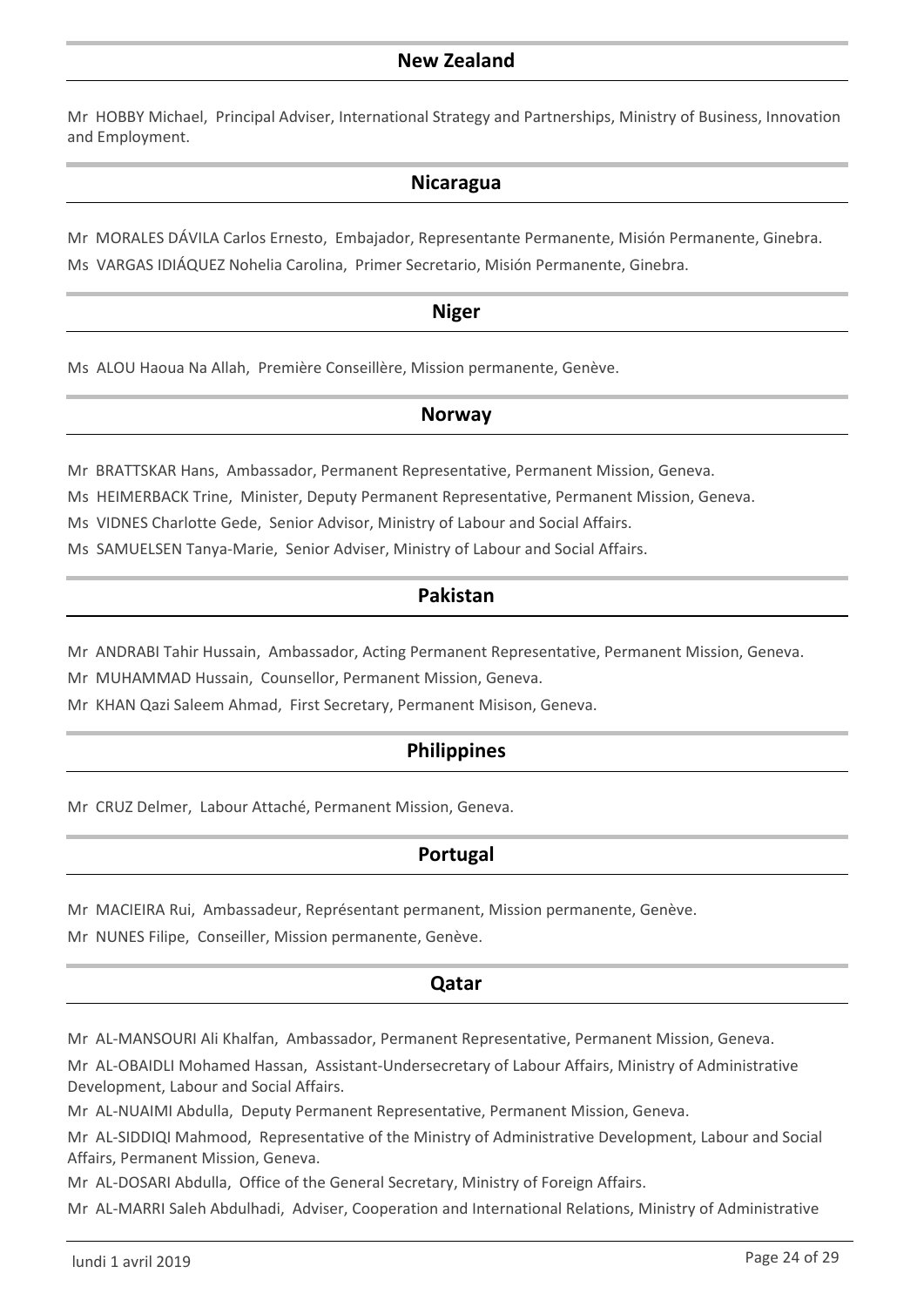## New Zealand

Mr HOBBY Michael, Principal Adviser, International Strategy and Partnerships, Ministry of Business, Innovation and Employment.

## Nicaragua

Mr MORALES DÁVILA Carlos Ernesto, Embajador, Representante Permanente, Misión Permanente, Ginebra.

Ms VARGAS IDIÁQUEZ Nohelia Carolina, Primer Secretario, Misión Permanente, Ginebra.

## Niger

Ms ALOU Haoua Na Allah, Première Conseillère, Mission permanente, Genève.

## Norway

Mr BRATTSKAR Hans, Ambassador, Permanent Representative, Permanent Mission, Geneva.

Ms HEIMERBACK Trine, Minister, Deputy Permanent Representative, Permanent Mission, Geneva.

Ms VIDNES Charlotte Gede, Senior Advisor, Ministry of Labour and Social Affairs.

Ms SAMUELSEN Tanya-Marie, Senior Adviser, Ministry of Labour and Social Affairs.

## Pakistan

Mr ANDRABI Tahir Hussain, Ambassador, Acting Permanent Representative, Permanent Mission, Geneva.

Mr MUHAMMAD Hussain, Counsellor, Permanent Mission, Geneva.

Mr KHAN Qazi Saleem Ahmad, First Secretary, Permanent Misison, Geneva.

## Philippines

Mr CRUZ Delmer, Labour Attaché, Permanent Mission, Geneva.

## Portugal

Mr MACIEIRA Rui, Ambassadeur, Représentant permanent, Mission permanente, Genève.

Mr NUNES Filipe, Conseiller, Mission permanente, Genève.

## Qatar

Mr AL-MANSOURI Ali Khalfan, Ambassador, Permanent Representative, Permanent Mission, Geneva.

Mr AL-OBAIDLI Mohamed Hassan, Assistant-Undersecretary of Labour Affairs, Ministry of Administrative Development, Labour and Social Affairs.

Mr AL-NUAIMI Abdulla, Deputy Permanent Representative, Permanent Mission, Geneva.

Mr AL-SIDDIQI Mahmood, Representative of the Ministry of Administrative Development, Labour and Social Affairs, Permanent Mission, Geneva.

Mr AL-DOSARI Abdulla, Office of the General Secretary, Ministry of Foreign Affairs.

Mr AL-MARRI Saleh Abdulhadi, Adviser, Cooperation and International Relations, Ministry of Administrative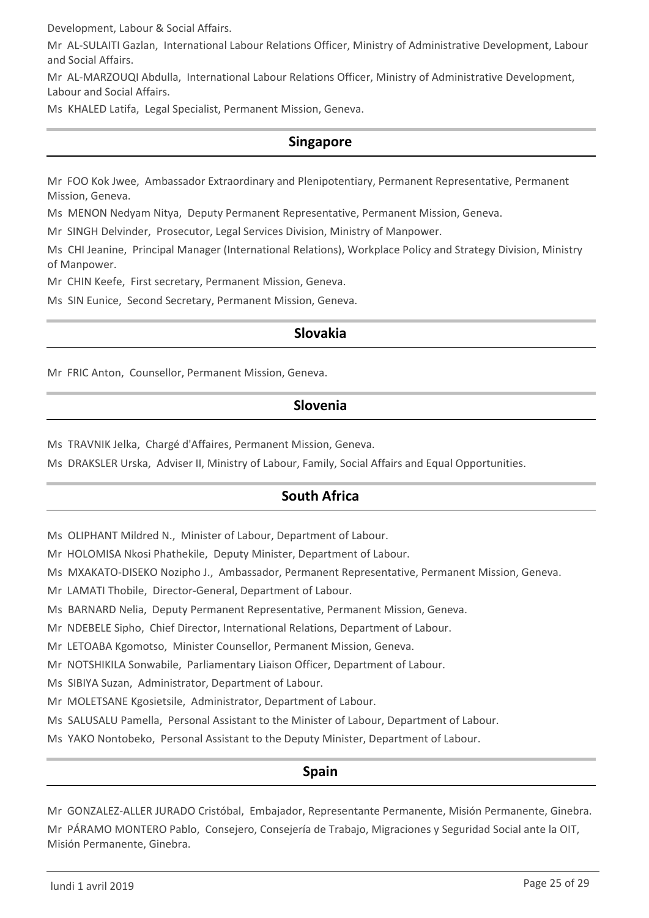Development, Labour & Social Affairs.

Mr AL-SULAITI Gazlan, International Labour Relations Officer, Ministry of Administrative Development, Labour and Social Affairs.

Mr AL-MARZOUQI Abdulla, International Labour Relations Officer, Ministry of Administrative Development, Labour and Social Affairs.

Ms KHALED Latifa, Legal Specialist, Permanent Mission, Geneva.

## Singapore

Mr FOO Kok Jwee, Ambassador Extraordinary and Plenipotentiary, Permanent Representative, Permanent Mission, Geneva.

Ms MENON Nedyam Nitya, Deputy Permanent Representative, Permanent Mission, Geneva.

Mr SINGH Delvinder, Prosecutor, Legal Services Division, Ministry of Manpower.

Ms CHI Jeanine, Principal Manager (International Relations), Workplace Policy and Strategy Division, Ministry of Manpower.

Mr CHIN Keefe, First secretary, Permanent Mission, Geneva.

Ms SIN Eunice, Second Secretary, Permanent Mission, Geneva.

## Slovakia

Mr FRIC Anton, Counsellor, Permanent Mission, Geneva.

## Slovenia

Ms TRAVNIK Jelka, Chargé d'Affaires, Permanent Mission, Geneva.

Ms DRAKSLER Urska, Adviser II, Ministry of Labour, Family, Social Affairs and Equal Opportunities.

## South Africa

Ms OLIPHANT Mildred N., Minister of Labour, Department of Labour.

Mr HOLOMISA Nkosi Phathekile, Deputy Minister, Department of Labour.

Ms MXAKATO-DISEKO Nozipho J., Ambassador, Permanent Representative, Permanent Mission, Geneva.

Mr LAMATI Thobile, Director-General, Department of Labour.

Ms BARNARD Nelia, Deputy Permanent Representative, Permanent Mission, Geneva.

Mr NDEBELE Sipho, Chief Director, International Relations, Department of Labour.

Mr LETOABA Kgomotso, Minister Counsellor, Permanent Mission, Geneva.

Mr NOTSHIKILA Sonwabile, Parliamentary Liaison Officer, Department of Labour.

Ms SIBIYA Suzan, Administrator, Department of Labour.

Mr MOLETSANE Kgosietsile, Administrator, Department of Labour.

Ms SALUSALU Pamella, Personal Assistant to the Minister of Labour, Department of Labour.

Ms YAKO Nontobeko, Personal Assistant to the Deputy Minister, Department of Labour.

## Spain

Mr GONZALEZ-ALLER JURADO Cristóbal, Embajador, Representante Permanente, Misión Permanente, Ginebra.

Mr PÁRAMO MONTERO Pablo, Consejero, Consejería de Trabajo, Migraciones y Seguridad Social ante la OIT, Misión Permanente, Ginebra.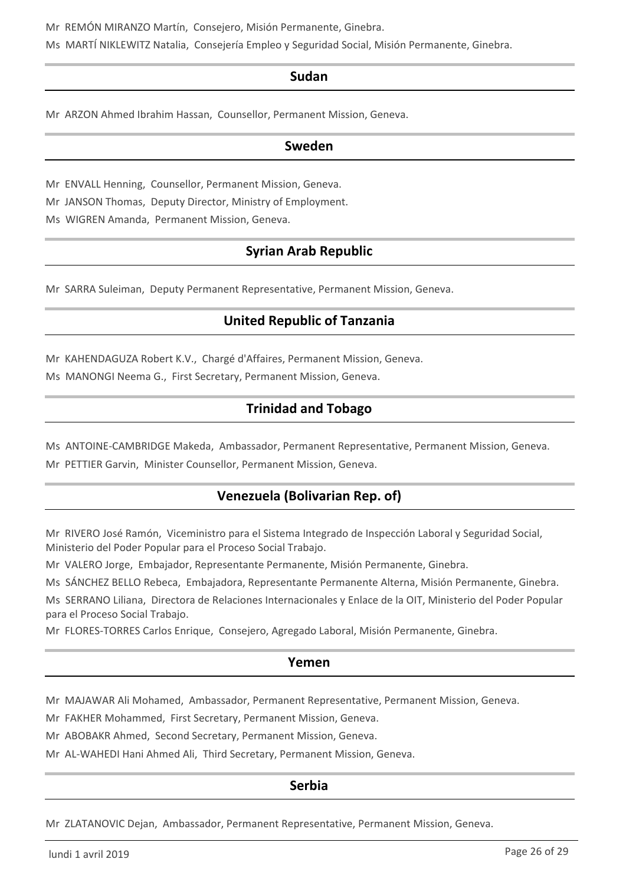Mr REMÓN MIRANZO Martín, Consejero, Misión Permanente, Ginebra.

Ms MARTÍ NIKLEWITZ Natalia, Consejería Empleo y Seguridad Social, Misión Permanente, Ginebra.

## Sudan

Mr ARZON Ahmed Ibrahim Hassan, Counsellor, Permanent Mission, Geneva.

## Sweden

Mr ENVALL Henning, Counsellor, Permanent Mission, Geneva.

Mr JANSON Thomas, Deputy Director, Ministry of Employment.

Ms WIGREN Amanda, Permanent Mission, Geneva.

## Syrian Arab Republic

Mr SARRA Suleiman, Deputy Permanent Representative, Permanent Mission, Geneva.

## United Republic of Tanzania

Mr KAHENDAGUZA Robert K.V., Chargé d'Affaires, Permanent Mission, Geneva.

Ms MANONGI Neema G., First Secretary, Permanent Mission, Geneva.

## Trinidad and Tobago

Ms ANTOINE-CAMBRIDGE Makeda, Ambassador, Permanent Representative, Permanent Mission, Geneva.

Mr PETTIER Garvin, Minister Counsellor, Permanent Mission, Geneva.

## Venezuela (Bolivarian Rep. of)

Mr RIVERO José Ramón, Viceministro para el Sistema Integrado de Inspección Laboral y Seguridad Social, Ministerio del Poder Popular para el Proceso Social Trabajo.

Mr VALERO Jorge, Embajador, Representante Permanente, Misión Permanente, Ginebra.

Ms SÁNCHEZ BELLO Rebeca, Embajadora, Representante Permanente Alterna, Misión Permanente, Ginebra.

Ms SERRANO Liliana, Directora de Relaciones Internacionales y Enlace de la OIT, Ministerio del Poder Popular para el Proceso Social Trabajo.

Mr FLORES-TORRES Carlos Enrique, Consejero, Agregado Laboral, Misión Permanente, Ginebra.

## Yemen

Mr MAJAWAR Ali Mohamed, Ambassador, Permanent Representative, Permanent Mission, Geneva.

Mr FAKHER Mohammed, First Secretary, Permanent Mission, Geneva.

Mr ABOBAKR Ahmed, Second Secretary, Permanent Mission, Geneva.

Mr AL-WAHEDI Hani Ahmed Ali, Third Secretary, Permanent Mission, Geneva.

## Serbia

Mr ZLATANOVIC Dejan, Ambassador, Permanent Representative, Permanent Mission, Geneva.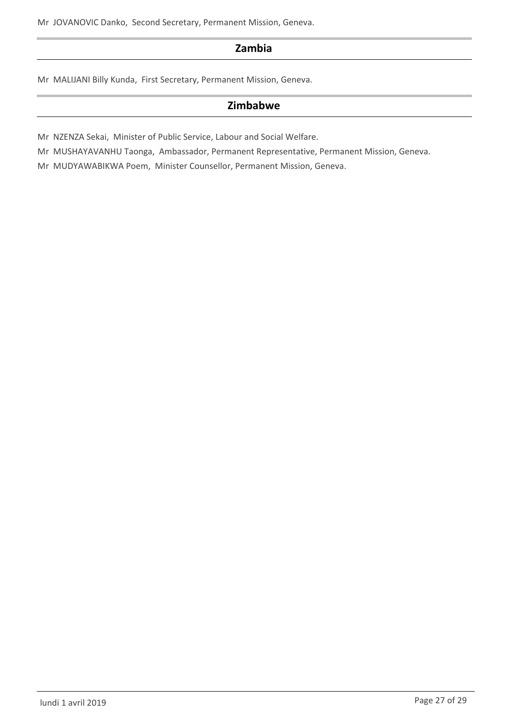Mr JOVANOVIC Danko, Second Secretary, Permanent Mission, Geneva.

## Zambia

Mr MALIJANI Billy Kunda, First Secretary, Permanent Mission, Geneva.

## Zimbabwe

Mr NZENZA Sekai, Minister of Public Service, Labour and Social Welfare.

Mr MUSHAYAVANHU Taonga, Ambassador, Permanent Representative, Permanent Mission, Geneva.

Mr MUDYAWABIKWA Poem, Minister Counsellor, Permanent Mission, Geneva.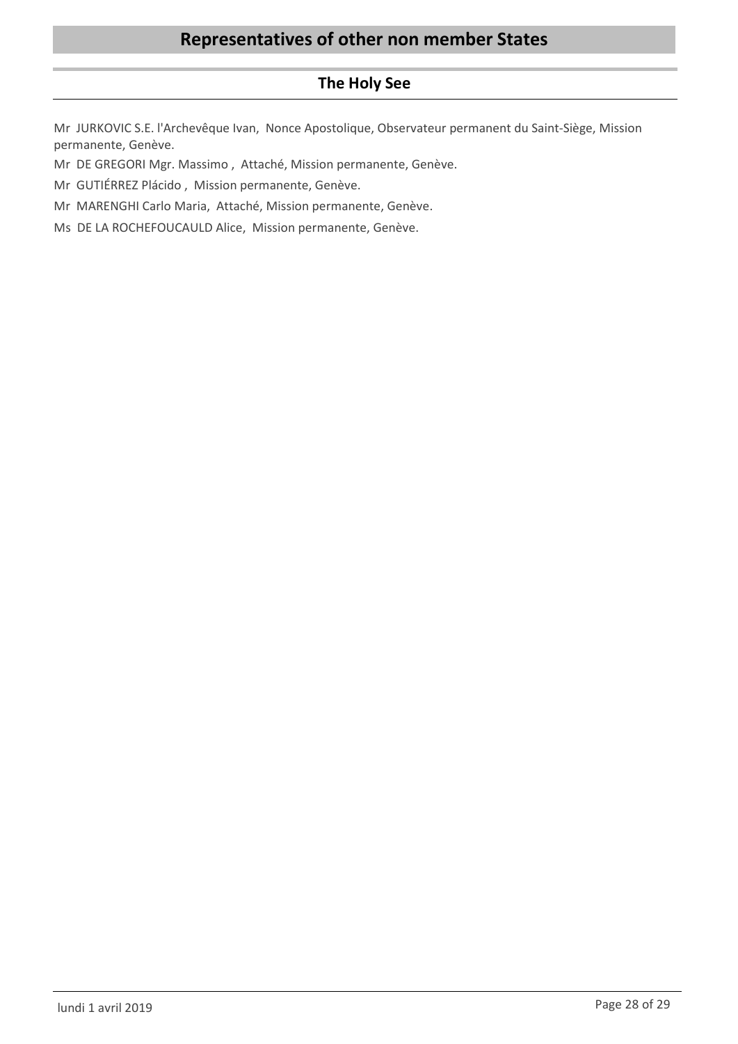# Representatives of other non member States

## The Holy See

Mr JURKOVIC S.E. l'Archevêque Ivan, Nonce Apostolique, Observateur permanent du Saint-Siège, Mission permanente, Genève.

Mr DE GREGORI Mgr. Massimo , Attaché, Mission permanente, Genève.

Mr GUTIÉRREZ Plácido , Mission permanente, Genève.

Mr MARENGHI Carlo Maria, Attaché, Mission permanente, Genève.

Ms DE LA ROCHEFOUCAULD Alice, Mission permanente, Genève.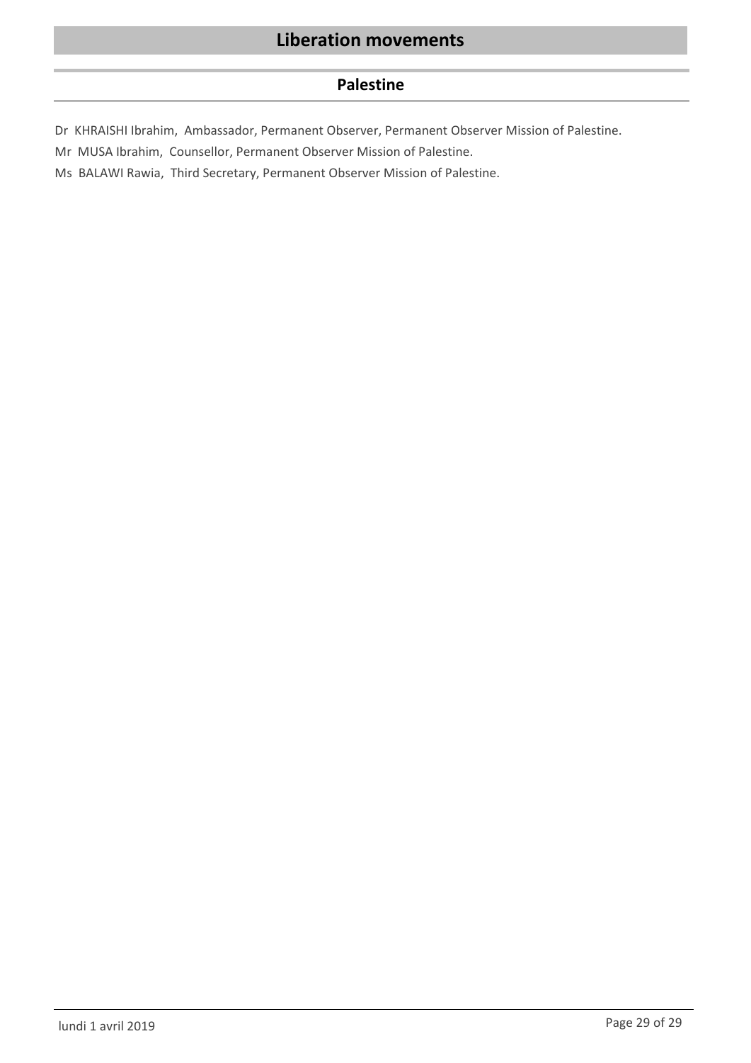# Liberation movements

## Palestine

Dr KHRAISHI Ibrahim, Ambassador, Permanent Observer, Permanent Observer Mission of Palestine.

Mr MUSA Ibrahim, Counsellor, Permanent Observer Mission of Palestine.

Ms BALAWI Rawia, Third Secretary, Permanent Observer Mission of Palestine.